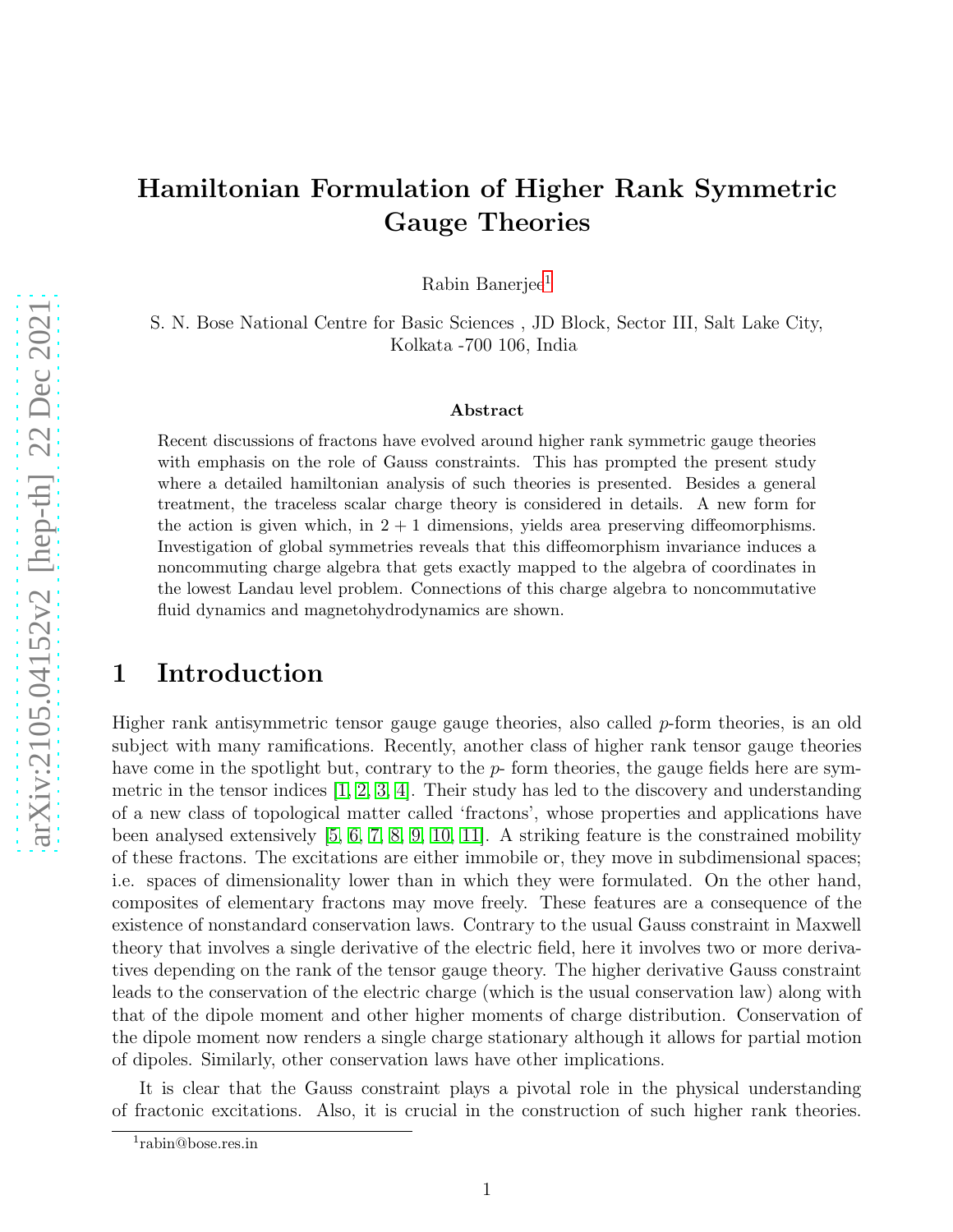# Hamiltonian Formulation of Higher Rank Symmetric Gauge Theories

Rabin Banerjee[1]

S. N. Bose National Centre for Basic Sciences , JD Block, Sector III, Salt Lake City, Kolkata -700 106, India

### Abstract

Recent discussions of fractons have evolved around higher rank symmetric gauge theories with emphasis on the role of Gauss constraints. This has prompted the present study where a detailed hamiltonian analysis of such theories is presented. Besides a general treatment, the traceless scalar charge theory is considered in details. A new form for the action is given which, in $2 + 1$ dimensions, yields area preserving diffeomorphisms. Investigation of global symmetries reveals that this diffeomorphism invariance induces a noncommuting charge algebra that gets exactly mapped to the algebra of coordinates in the lowest Landau level problem. Connections of this charge algebra to noncommutative fluid dynamics and magnetohydrodynamics are shown.

## 1 Introduction

Higher rank antisymmetric tensor gauge gauge theories, also called $p$-form theories, is an old subject with many ramifications. Recently, another class of higher rank tensor gauge theories have come in the spotlight but, contrary to the $p$- form theories, the gauge fields here are symmetric in the tensor indices [1, 2, 3, 4]. Their study has led to the discovery and understanding of a new class of topological matter called 'fractons', whose properties and applications have been analysed extensively [5, 6, 7, 8, 9, 10, 11]. A striking feature is the constrained mobility of these fractons. The excitations are either immobile or, they move in subdimensional spaces; i.e. spaces of dimensionality lower than in which they were formulated. On the other hand, composites of elementary fractons may move freely. These features are a consequence of the existence of nonstandard conservation laws. Contrary to the usual Gauss constraint in Maxwell theory that involves a single derivative of the electric field, here it involves two or more derivatives depending on the rank of the tensor gauge theory. The higher derivative Gauss constraint leads to the conservation of the electric charge (which is the usual conservation law) along with that of the dipole moment and other higher moments of charge distribution. Conservation of the dipole moment now renders a single charge stationary although it allows for partial motion of dipoles. Similarly, other conservation laws have other implications.

It is clear that the Gauss constraint plays a pivotal role in the physical understanding of fractonic excitations. Also, it is crucial in the construction of such higher rank theories.

[1] rabin@bose.res.in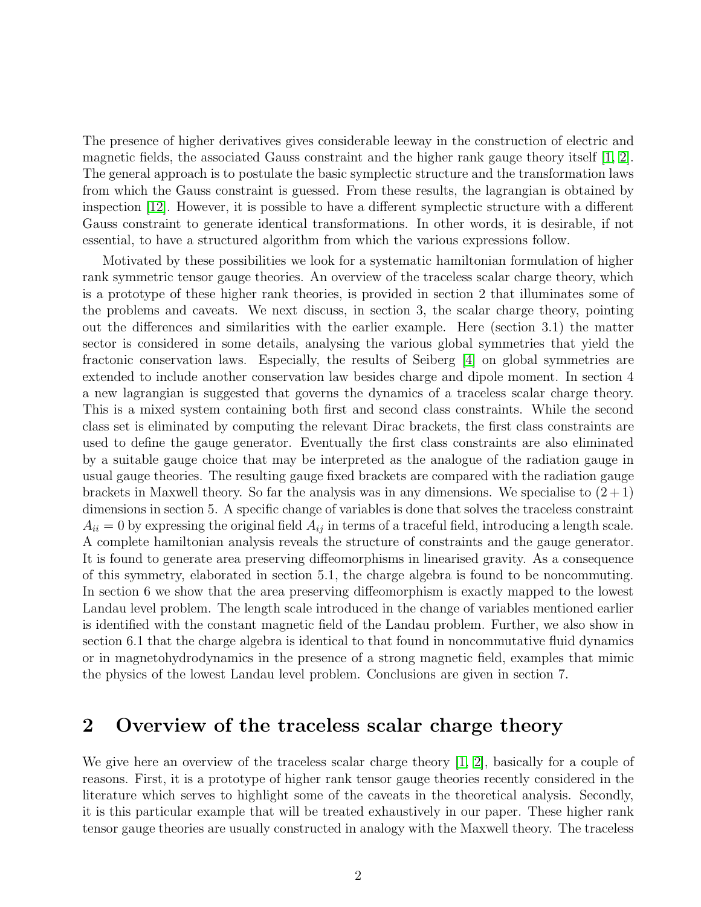The presence of higher derivatives gives considerable leeway in the construction of electric and magnetic fields, the associated Gauss constraint and the higher rank gauge theory itself [1, 2]. The general approach is to postulate the basic symplectic structure and the transformation laws from which the Gauss constraint is guessed. From these results, the lagrangian is obtained by inspection [12]. However, it is possible to have a different symplectic structure with a different Gauss constraint to generate identical transformations. In other words, it is desirable, if not essential, to have a structured algorithm from which the various expressions follow.

Motivated by these possibilities we look for a systematic hamiltonian formulation of higher rank symmetric tensor gauge theories. An overview of the traceless scalar charge theory, which is a prototype of these higher rank theories, is provided in section 2 that illuminates some of the problems and caveats. We next discuss, in section 3, the scalar charge theory, pointing out the differences and similarities with the earlier example. Here (section 3.1) the matter sector is considered in some details, analysing the various global symmetries that yield the fractonic conservation laws. Especially, the results of Seiberg [4] on global symmetries are extended to include another conservation law besides charge and dipole moment. In section 4 a new lagrangian is suggested that governs the dynamics of a traceless scalar charge theory. This is a mixed system containing both first and second class constraints. While the second class set is eliminated by computing the relevant Dirac brackets, the first class constraints are used to define the gauge generator. Eventually the first class constraints are also eliminated by a suitable gauge choice that may be interpreted as the analogue of the radiation gauge in usual gauge theories. The resulting gauge fixed brackets are compared with the radiation gauge brackets in Maxwell theory. So far the analysis was in any dimensions. We specialise to $(2+1)$ dimensions in section 5. A specific change of variables is done that solves the traceless constraint $A_{ii} = 0$ by expressing the original field $A_{ij}$ in terms of a traceful field, introducing a length scale. A complete hamiltonian analysis reveals the structure of constraints and the gauge generator. It is found to generate area preserving diffeomorphisms in linearised gravity. As a consequence of this symmetry, elaborated in section 5.1, the charge algebra is found to be noncommuting. In section 6 we show that the area preserving diffeomorphism is exactly mapped to the lowest Landau level problem. The length scale introduced in the change of variables mentioned earlier is identified with the constant magnetic field of the Landau problem. Further, we also show in section 6.1 that the charge algebra is identical to that found in noncommutative fluid dynamics or in magnetohydrodynamics in the presence of a strong magnetic field, examples that mimic the physics of the lowest Landau level problem. Conclusions are given in section 7.

## 2 Overview of the traceless scalar charge theory

We give here an overview of the traceless scalar charge theory [1, 2], basically for a couple of reasons. First, it is a prototype of higher rank tensor gauge theories recently considered in the literature which serves to highlight some of the caveats in the theoretical analysis. Secondly, it is this particular example that will be treated exhaustively in our paper. These higher rank tensor gauge theories are usually constructed in analogy with the Maxwell theory. The traceless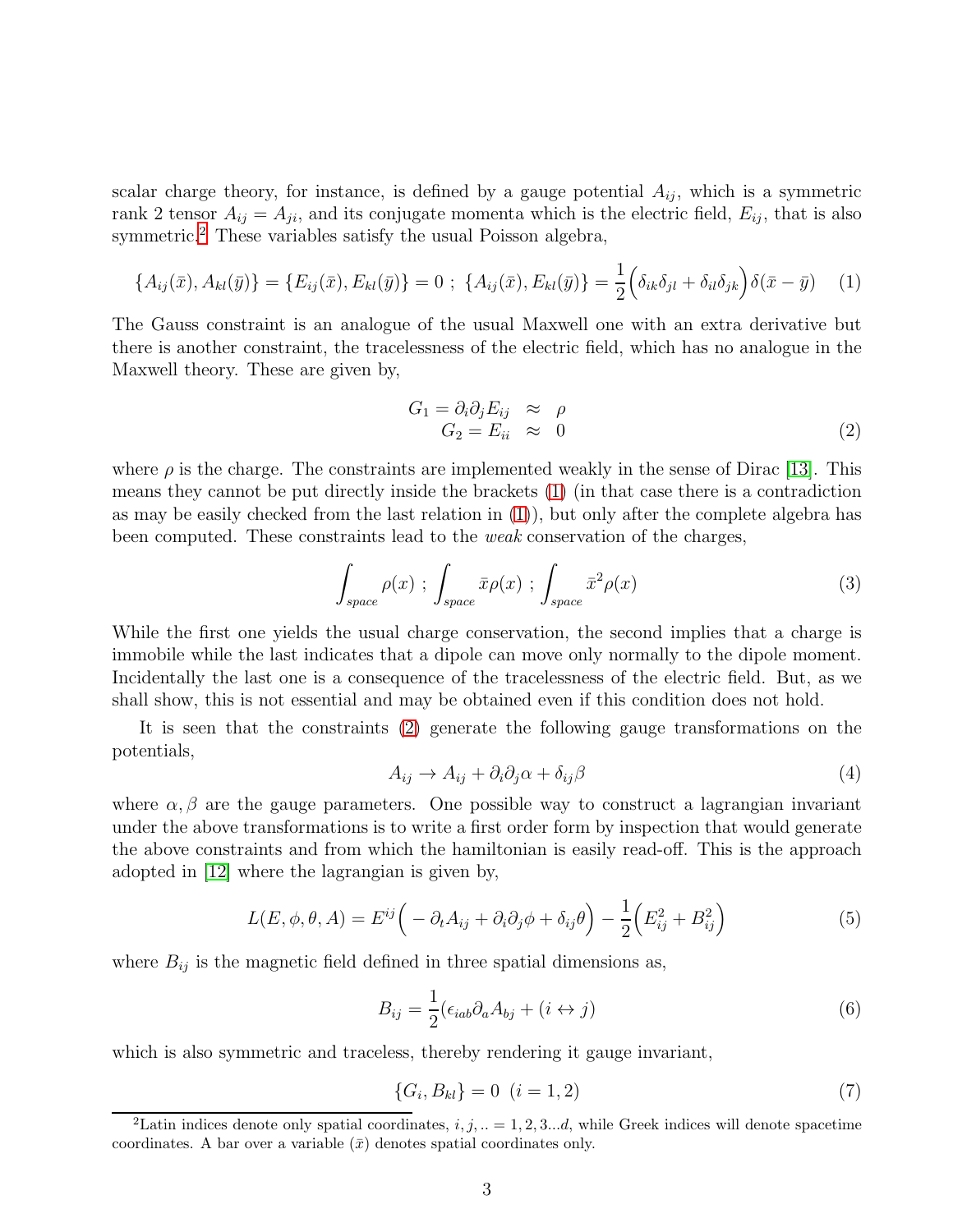scalar charge theory, for instance, is defined by a gauge potential $A_{ij}$, which is a symmetric rank 2 tensor $A_{ij} = A_{ji}$, and its conjugate momenta which is the electric field, $E_{ij}$, that is also symmetric.[2] These variables satisfy the usual Poisson algebra,

$$\{A_{ij}(\bar{x}), A_{kl}(\bar{y})\} = \{E_{ij}(\bar{x}), E_{kl}(\bar{y})\} = 0 \; ; \; \{A_{ij}(\bar{x}), E_{kl}(\bar{y})\} = \frac{1}{2}\Big(\delta_{ik}\delta_{jl} + \delta_{il}\delta_{jk}\Big)\delta(\bar{x} - \bar{y}) \quad (1)$$

The Gauss constraint is an analogue of the usual Maxwell one with an extra derivative but there is another constraint, the tracelessness of the electric field, which has no analogue in the Maxwell theory. These are given by,

$$\begin{aligned} G_1 = \partial_i \partial_j E_{ij} &\approx \rho \\ G_2 = E_{ii} &\approx 0 \end{aligned} \quad (2)$$

where $\rho$ is the charge. The constraints are implemented weakly in the sense of Dirac [13]. This means they cannot be put directly inside the brackets (1) (in that case there is a contradiction as may be easily checked from the last relation in (1)), but only after the complete algebra has been computed. These constraints lead to the *weak* conservation of the charges,

$$\int_{space} \rho(x) \; ; \; \int_{space} \bar{x}\rho(x) \; ; \; \int_{space} \bar{x}^2 \rho(x) \quad (3)$$

While the first one yields the usual charge conservation, the second implies that a charge is immobile while the last indicates that a dipole can move only normally to the dipole moment. Incidentally the last one is a consequence of the tracelessness of the electric field. But, as we shall show, this is not essential and may be obtained even if this condition does not hold.

It is seen that the constraints (2) generate the following gauge transformations on the potentials,

$$A_{ij} \rightarrow A_{ij} + \partial_i \partial_j \alpha + \delta_{ij}\beta \quad (4)$$

where $\alpha, \beta$ are the gauge parameters. One possible way to construct a lagrangian invariant under the above transformations is to write a first order form by inspection that would generate the above constraints and from which the hamiltonian is easily read-off. This is the approach adopted in [12] where the lagrangian is given by,

$$L(E, \phi, \theta, A) = E^{ij}\Big(-\partial_t A_{ij} + \partial_i \partial_j \phi + \delta_{ij}\theta\Big) - \frac{1}{2}\Big(E_{ij}^2 + B_{ij}^2\Big) \quad (5)$$

where $B_{ij}$ is the magnetic field defined in three spatial dimensions as,

$$B_{ij} = \frac{1}{2}(\epsilon_{iab}\partial_a A_{bj} + (i \leftrightarrow j) \quad (6)$$

which is also symmetric and traceless, thereby rendering it gauge invariant,

$$\{G_i, B_{kl}\} = 0 \;\; (i = 1, 2) \quad (7)$$

[2] Latin indices denote only spatial coordinates, $i, j, .. = 1, 2, 3...d$, while Greek indices will denote spacetime coordinates. A bar over a variable $(\bar{x})$ denotes spatial coordinates only.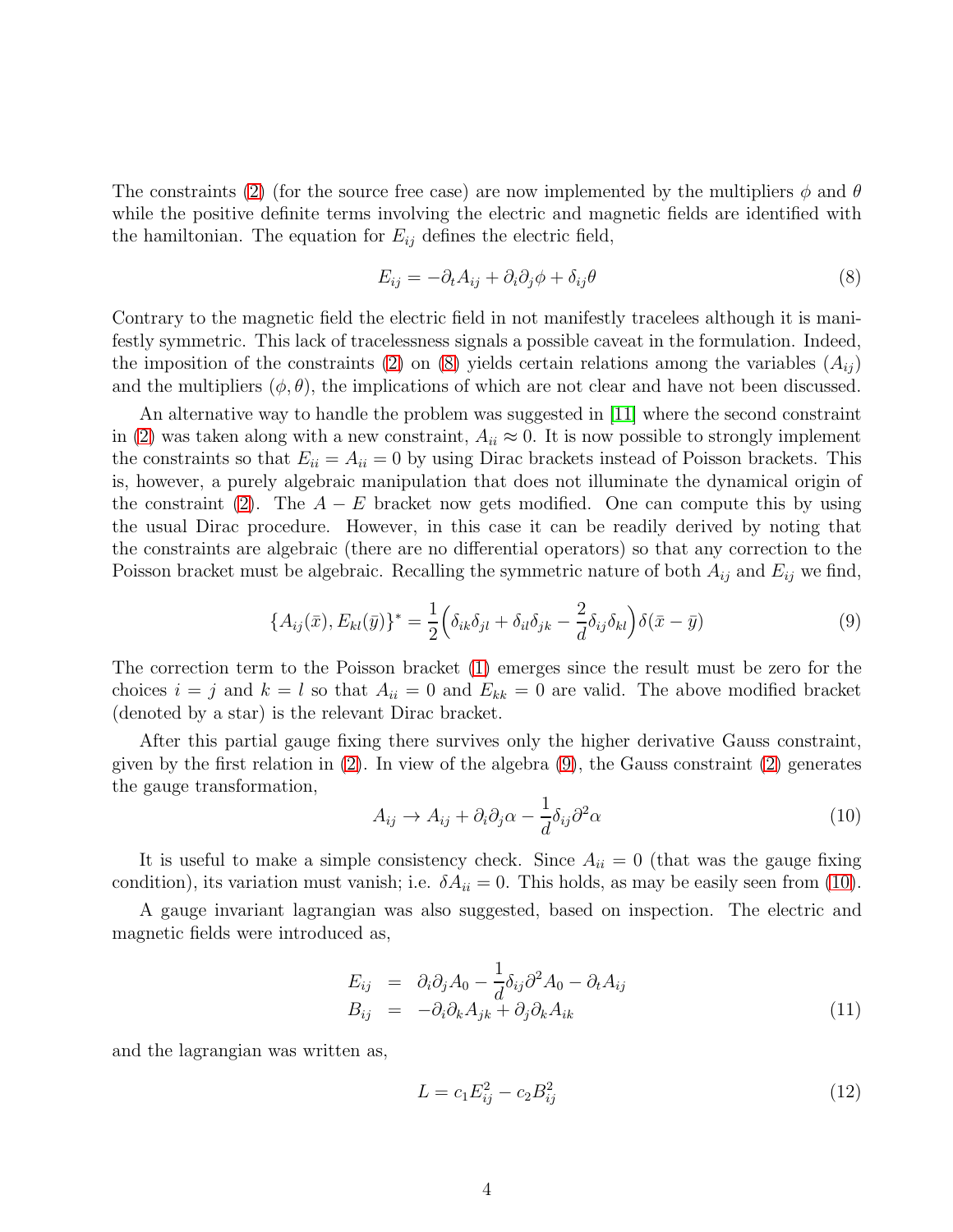The constraints (2) (for the source free case) are now implemented by the multipliers $\phi$ and $\theta$ while the positive definite terms involving the electric and magnetic fields are identified with the hamiltonian. The equation for $E_{ij}$ defines the electric field,

$$E_{ij} = -\partial_t A_{ij} + \partial_i \partial_j \phi + \delta_{ij}\theta \tag{8}$$

Contrary to the magnetic field the electric field in not manifestly tracelees although it is manifestly symmetric. This lack of tracelessness signals a possible caveat in the formulation. Indeed, the imposition of the constraints (2) on (8) yields certain relations among the variables $(A_{ij})$ and the multipliers $(\phi, \theta)$, the implications of which are not clear and have not been discussed.

An alternative way to handle the problem was suggested in [11] where the second constraint in (2) was taken along with a new constraint, $A_{ii} \approx 0$. It is now possible to strongly implement the constraints so that $E_{ii} = A_{ii} = 0$ by using Dirac brackets instead of Poisson brackets. This is, however, a purely algebraic manipulation that does not illuminate the dynamical origin of the constraint (2). The $A - E$ bracket now gets modified. One can compute this by using the usual Dirac procedure. However, in this case it can be readily derived by noting that the constraints are algebraic (there are no differential operators) so that any correction to the Poisson bracket must be algebraic. Recalling the symmetric nature of both $A_{ij}$ and $E_{ij}$ we find,

$$\{A_{ij}(\bar{x}), E_{kl}(\bar{y})\}^* = \frac{1}{2}\Big(\delta_{ik}\delta_{jl} + \delta_{il}\delta_{jk} - \frac{2}{d}\delta_{ij}\delta_{kl}\Big)\delta(\bar{x} - \bar{y}) \tag{9}$$

The correction term to the Poisson bracket (1) emerges since the result must be zero for the choices $i = j$ and $k = l$ so that $A_{ii} = 0$ and $E_{kk} = 0$ are valid. The above modified bracket (denoted by a star) is the relevant Dirac bracket.

After this partial gauge fixing there survives only the higher derivative Gauss constraint, given by the first relation in (2). In view of the algebra (9), the Gauss constraint (2) generates the gauge transformation,

$$A_{ij} \to A_{ij} + \partial_i \partial_j \alpha - \frac{1}{d}\delta_{ij}\partial^2 \alpha \tag{10}$$

It is useful to make a simple consistency check. Since $A_{ii} = 0$ (that was the gauge fixing condition), its variation must vanish; i.e. $\delta A_{ii} = 0$. This holds, as may be easily seen from (10).

A gauge invariant lagrangian was also suggested, based on inspection. The electric and magnetic fields were introduced as,

$$\begin{aligned} E_{ij} &= \partial_i \partial_j A_0 - \frac{1}{d}\delta_{ij}\partial^2 A_0 - \partial_t A_{ij} \\ B_{ij} &= -\partial_i \partial_k A_{jk} + \partial_j \partial_k A_{ik} \end{aligned} \tag{11}$$

and the lagrangian was written as,

$$L = c_1 E_{ij}^2 - c_2 B_{ij}^2 \tag{12}$$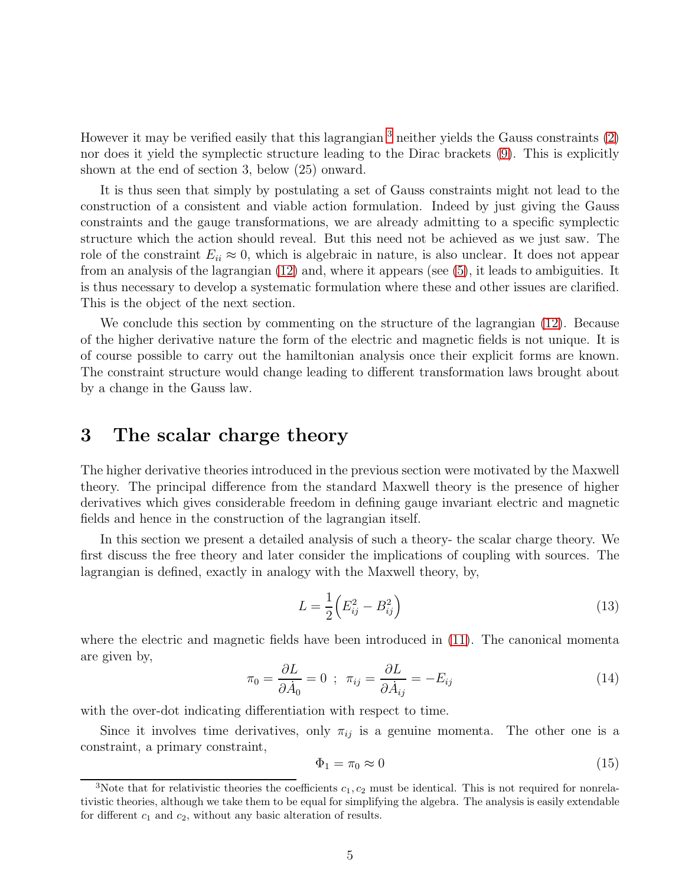However it may be verified easily that this lagrangian [3] neither yields the Gauss constraints (2) nor does it yield the symplectic structure leading to the Dirac brackets (9). This is explicitly shown at the end of section 3, below (25) onward.

It is thus seen that simply by postulating a set of Gauss constraints might not lead to the construction of a consistent and viable action formulation. Indeed by just giving the Gauss constraints and the gauge transformations, we are already admitting to a specific symplectic structure which the action should reveal. But this need not be achieved as we just saw. The role of the constraint $E_{ii} \approx 0$, which is algebraic in nature, is also unclear. It does not appear from an analysis of the lagrangian (12) and, where it appears (see (5)), it leads to ambiguities. It is thus necessary to develop a systematic formulation where these and other issues are clarified. This is the object of the next section.

We conclude this section by commenting on the structure of the lagrangian (12). Because of the higher derivative nature the form of the electric and magnetic fields is not unique. It is of course possible to carry out the hamiltonian analysis once their explicit forms are known. The constraint structure would change leading to different transformation laws brought about by a change in the Gauss law.

## 3 The scalar charge theory

The higher derivative theories introduced in the previous section were motivated by the Maxwell theory. The principal difference from the standard Maxwell theory is the presence of higher derivatives which gives considerable freedom in defining gauge invariant electric and magnetic fields and hence in the construction of the lagrangian itself.

In this section we present a detailed analysis of such a theory- the scalar charge theory. We first discuss the free theory and later consider the implications of coupling with sources. The lagrangian is defined, exactly in analogy with the Maxwell theory, by,

$$L = \frac{1}{2}\Big(E_{ij}^2 - B_{ij}^2\Big) \tag{13}$$

where the electric and magnetic fields have been introduced in (11). The canonical momenta are given by,

$$\pi_0 = \frac{\partial L}{\partial \dot{A}_0} = 0 \ ; \ \pi_{ij} = \frac{\partial L}{\partial \dot{A}_{ij}} = -E_{ij} \tag{14}$$

with the over-dot indicating differentiation with respect to time.

Since it involves time derivatives, only $\pi_{ij}$ is a genuine momenta. The other one is a constraint, a primary constraint,

$$\Phi_1 = \pi_0 \approx 0 \tag{15}$$

[3]Note that for relativistic theories the coefficients $c_1, c_2$ must be identical. This is not required for nonrelativistic theories, although we take them to be equal for simplifying the algebra. The analysis is easily extendable for different $c_1$ and $c_2$, without any basic alteration of results.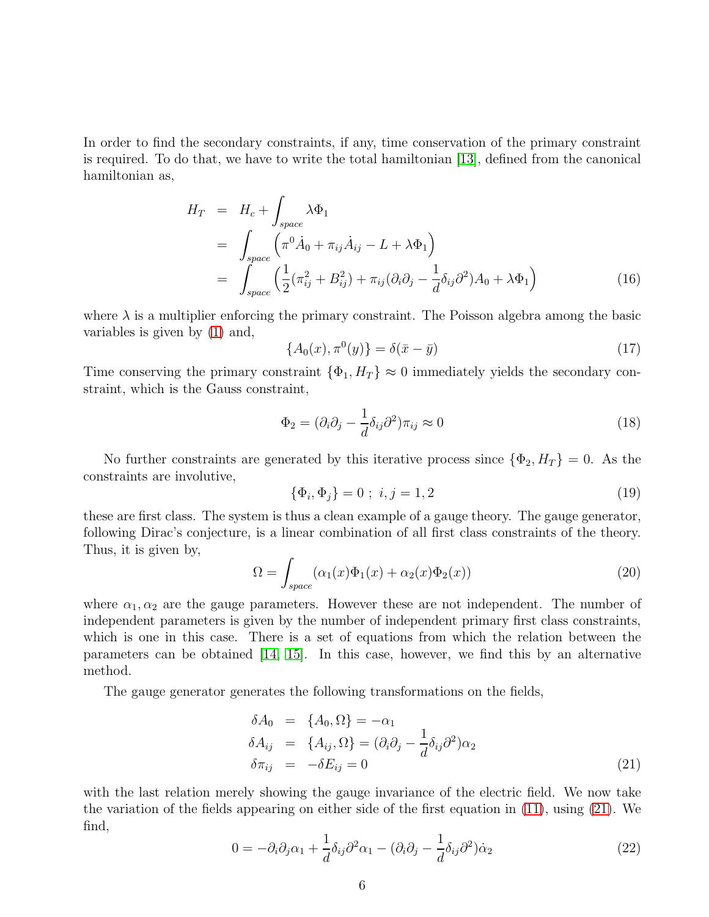In order to find the secondary constraints, if any, time conservation of the primary constraint is required. To do that, we have to write the total hamiltonian [13], defined from the canonical hamiltonian as,

$$
\begin{aligned}
H_T &= H_c + \int_{space} \lambda \Phi_1 \\
&= \int_{space} \left( \pi^0 \dot{A}_0 + \pi_{ij} \dot{A}_{ij} - L + \lambda \Phi_1 \right) \\
&= \int_{space} \left( \frac{1}{2}(\pi_{ij}^2 + B_{ij}^2) + \pi_{ij}(\partial_i \partial_j - \frac{1}{d}\delta_{ij}\partial^2) A_0 + \lambda \Phi_1 \right) \qquad (16)
\end{aligned}
$$

where $\lambda$ is a multiplier enforcing the primary constraint. The Poisson algebra among the basic variables is given by (1) and,

$$
\{A_0(x), \pi^0(y)\} = \delta(\bar{x} - \bar{y}) \qquad (17)
$$

Time conserving the primary constraint $\{\Phi_1, H_T\} \approx 0$ immediately yields the secondary constraint, which is the Gauss constraint,

$$
\Phi_2 = (\partial_i \partial_j - \frac{1}{d}\delta_{ij}\partial^2)\pi_{ij} \approx 0 \qquad (18)
$$

No further constraints are generated by this iterative process since $\{\Phi_2, H_T\} = 0$. As the constraints are involutive,

$$
\{\Phi_i, \Phi_j\} = 0 \ ; \ i, j = 1, 2 \qquad (19)
$$

these are first class. The system is thus a clean example of a gauge theory. The gauge generator, following Dirac's conjecture, is a linear combination of all first class constraints of the theory. Thus, it is given by,

$$
\Omega = \int_{space} (\alpha_1(x)\Phi_1(x) + \alpha_2(x)\Phi_2(x)) \qquad (20)
$$

where $\alpha_1, \alpha_2$ are the gauge parameters. However these are not independent. The number of independent parameters is given by the number of independent primary first class constraints, which is one in this case. There is a set of equations from which the relation between the parameters can be obtained [14, 15]. In this case, however, we find this by an alternative method.

The gauge generator generates the following transformations on the fields,

$$
\begin{aligned}
\delta A_0 &= \{A_0, \Omega\} = -\alpha_1 \\
\delta A_{ij} &= \{A_{ij}, \Omega\} = (\partial_i \partial_j - \frac{1}{d}\delta_{ij}\partial^2)\alpha_2 \\
\delta \pi_{ij} &= -\delta E_{ij} = 0 \qquad (21)
\end{aligned}
$$

with the last relation merely showing the gauge invariance of the electric field. We now take the variation of the fields appearing on either side of the first equation in (11), using (21). We find,

$$
0 = -\partial_i \partial_j \alpha_1 + \frac{1}{d}\delta_{ij}\partial^2 \alpha_1 - (\partial_i \partial_j - \frac{1}{d}\delta_{ij}\partial^2)\dot{\alpha}_2 \qquad (22)
$$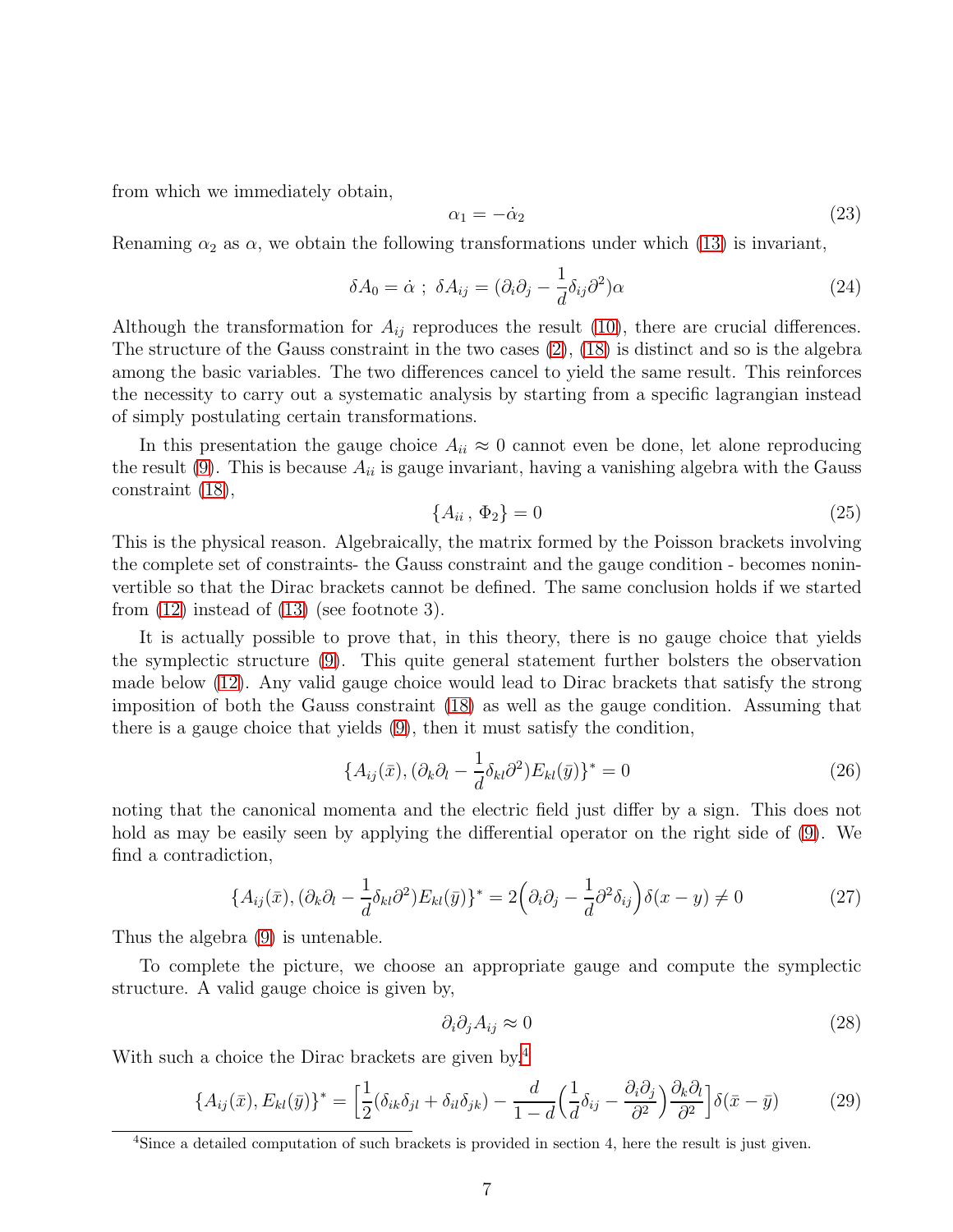from which we immediately obtain,

$$\alpha_1 = -\dot{\alpha}_2 \tag{23}$$

Renaming $\alpha_2$ as $\alpha$, we obtain the following transformations under which (13) is invariant,

$$\delta A_0 = \dot{\alpha}\ ;\ \delta A_{ij} = (\partial_i \partial_j - \frac{1}{d}\delta_{ij}\partial^2)\alpha \tag{24}$$

Although the transformation for $A_{ij}$ reproduces the result (10), there are crucial differences. The structure of the Gauss constraint in the two cases (2), (18) is distinct and so is the algebra among the basic variables. The two differences cancel to yield the same result. This reinforces the necessity to carry out a systematic analysis by starting from a specific lagrangian instead of simply postulating certain transformations.

In this presentation the gauge choice $A_{ii} \approx 0$ cannot even be done, let alone reproducing the result (9). This is because $A_{ii}$ is gauge invariant, having a vanishing algebra with the Gauss constraint (18),

$$\{A_{ii}\,,\,\Phi_2\} = 0 \tag{25}$$

This is the physical reason. Algebraically, the matrix formed by the Poisson brackets involving the complete set of constraints- the Gauss constraint and the gauge condition - becomes noninvertible so that the Dirac brackets cannot be defined. The same conclusion holds if we started from (12) instead of (13) (see footnote 3).

It is actually possible to prove that, in this theory, there is no gauge choice that yields the symplectic structure (9). This quite general statement further bolsters the observation made below (12). Any valid gauge choice would lead to Dirac brackets that satisfy the strong imposition of both the Gauss constraint (18) as well as the gauge condition. Assuming that there is a gauge choice that yields (9), then it must satisfy the condition,

$$\{A_{ij}(\bar{x}), (\partial_k\partial_l - \frac{1}{d}\delta_{kl}\partial^2)E_{kl}(\bar{y})\}^* = 0 \tag{26}$$

noting that the canonical momenta and the electric field just differ by a sign. This does not hold as may be easily seen by applying the differential operator on the right side of (9). We find a contradiction,

$$\{A_{ij}(\bar{x}), (\partial_k\partial_l - \frac{1}{d}\delta_{kl}\partial^2)E_{kl}(\bar{y})\}^* = 2\Big(\partial_i\partial_j - \frac{1}{d}\partial^2\delta_{ij}\Big)\delta(x-y) \neq 0 \tag{27}$$

Thus the algebra (9) is untenable.

To complete the picture, we choose an appropriate gauge and compute the symplectic structure. A valid gauge choice is given by,

$$\partial_i\partial_j A_{ij} \approx 0 \tag{28}$$

With such a choice the Dirac brackets are given by,[4]

$$\{A_{ij}(\bar{x}), E_{kl}(\bar{y})\}^* = \Big[\frac{1}{2}(\delta_{ik}\delta_{jl} + \delta_{il}\delta_{jk}) - \frac{d}{1-d}\Big(\frac{1}{d}\delta_{ij} - \frac{\partial_i\partial_j}{\partial^2}\Big)\frac{\partial_k\partial_l}{\partial^2}\Big]\delta(\bar{x}-\bar{y}) \tag{29}$$

[4] Since a detailed computation of such brackets is provided in section 4, here the result is just given.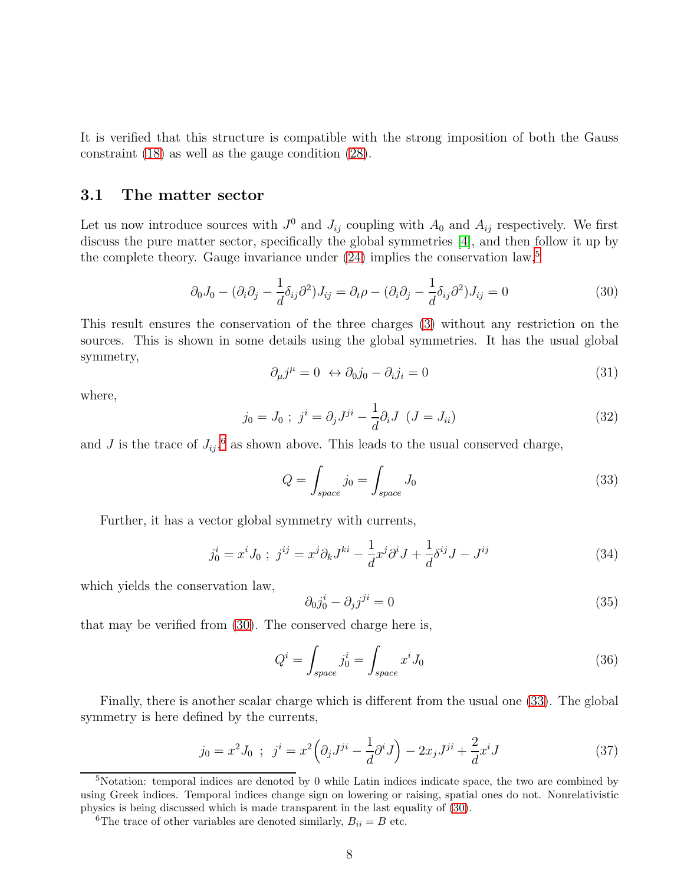It is verified that this structure is compatible with the strong imposition of both the Gauss constraint (18) as well as the gauge condition (28).

### 3.1 The matter sector

Let us now introduce sources with $J^0$ and $J_{ij}$ coupling with $A_0$ and $A_{ij}$ respectively. We first discuss the pure matter sector, specifically the global symmetries [4], and then follow it up by the complete theory. Gauge invariance under (24) implies the conservation law,[5]

$$\partial_0 J_0 - (\partial_i \partial_j - \frac{1}{d}\delta_{ij}\partial^2)J_{ij} = \partial_t \rho - (\partial_i \partial_j - \frac{1}{d}\delta_{ij}\partial^2)J_{ij} = 0 \tag{30}$$

This result ensures the conservation of the three charges (3) without any restriction on the sources. This is shown in some details using the global symmetries. It has the usual global symmetry,

$$\partial_\mu j^\mu = 0 \ \leftrightarrow \partial_0 j_0 - \partial_i j_i = 0 \tag{31}$$

where,

$$j_0 = J_0 \ ; \ j^i = \partial_j J^{ji} - \frac{1}{d}\partial_i J \ \ (J = J_{ii}) \tag{32}$$

and $J$ is the trace of $J_{ij}$,[6] as shown above. This leads to the usual conserved charge,

$$Q = \int_{space} j_0 = \int_{space} J_0 \tag{33}$$

Further, it has a vector global symmetry with currents,

$$j_0^i = x^i J_0 \ ; \ j^{ij} = x^j \partial_k J^{ki} - \frac{1}{d}x^j \partial^i J + \frac{1}{d}\delta^{ij} J - J^{ij} \tag{34}$$

which yields the conservation law,

$$\partial_0 j_0^i - \partial_j j^{ji} = 0 \tag{35}$$

that may be verified from (30). The conserved charge here is,

$$Q^i = \int_{space} j_0^i = \int_{space} x^i J_0 \tag{36}$$

Finally, there is another scalar charge which is different from the usual one (33). The global symmetry is here defined by the currents,

$$j_0 = x^2 J_0 \ \ ; \ \ j^i = x^2\Big(\partial_j J^{ji} - \frac{1}{d}\partial^i J\Big) - 2x_j J^{ji} + \frac{2}{d}x^i J \tag{37}$$

---

[5] Notation: temporal indices are denoted by 0 while Latin indices indicate space, the two are combined by using Greek indices. Temporal indices change sign on lowering or raising, spatial ones do not. Nonrelativistic physics is being discussed which is made transparent in the last equality of (30).

[6] The trace of other variables are denoted similarly, $B_{ii} = B$ etc.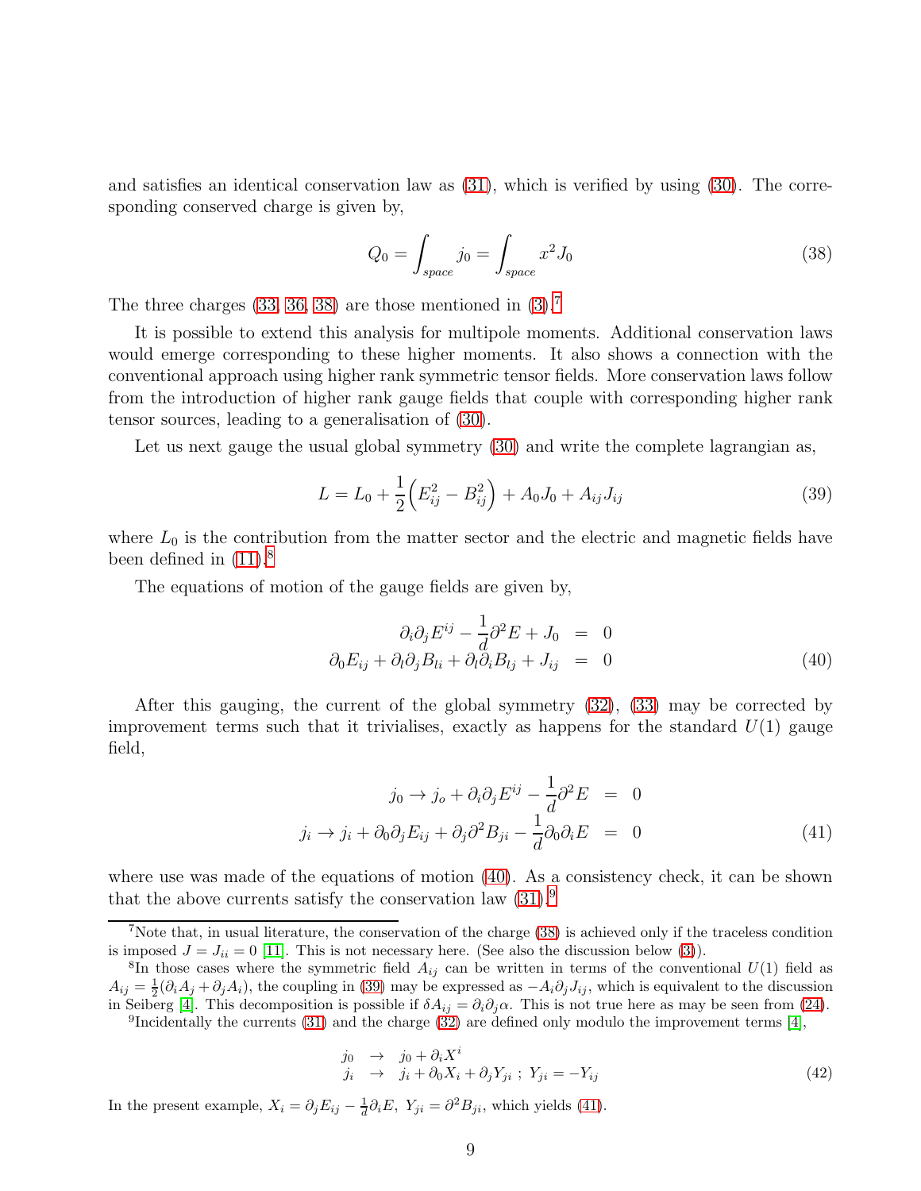and satisfies an identical conservation law as (31), which is verified by using (30). The corresponding conserved charge is given by,

$$Q_0 = \int_{space} j_0 = \int_{space} x^2 J_0 \tag{38}$$

The three charges (33, 36, 38) are those mentioned in (3).[7]

It is possible to extend this analysis for multipole moments. Additional conservation laws would emerge corresponding to these higher moments. It also shows a connection with the conventional approach using higher rank symmetric tensor fields. More conservation laws follow from the introduction of higher rank gauge fields that couple with corresponding higher rank tensor sources, leading to a generalisation of (30).

Let us next gauge the usual global symmetry (30) and write the complete lagrangian as,

$$L = L_0 + \frac{1}{2}\Big(E_{ij}^2 - B_{ij}^2\Big) + A_0 J_0 + A_{ij} J_{ij} \tag{39}$$

where $L_0$ is the contribution from the matter sector and the electric and magnetic fields have been defined in (11).[8]

The equations of motion of the gauge fields are given by,

$$\begin{aligned} \partial_i\partial_j E^{ij} - \frac{1}{d}\partial^2 E + J_0 &= 0 \\ \partial_0 E_{ij} + \partial_l\partial_j B_{li} + \partial_l\partial_i B_{lj} + J_{ij} &= 0 \end{aligned} \tag{40}$$

After this gauging, the current of the global symmetry (32), (33) may be corrected by improvement terms such that it trivialises, exactly as happens for the standard $U(1)$ gauge field,

$$\begin{aligned} j_0 \to j_o + \partial_i\partial_j E^{ij} - \frac{1}{d}\partial^2 E &= 0 \\ j_i \to j_i + \partial_0\partial_j E_{ij} + \partial_j\partial^2 B_{ji} - \frac{1}{d}\partial_0\partial_i E &= 0 \end{aligned} \tag{41}$$

where use was made of the equations of motion (40). As a consistency check, it can be shown that the above currents satisfy the conservation law (31).[9]

---

[7] Note that, in usual literature, the conservation of the charge (38) is achieved only if the traceless condition is imposed $J = J_{ii} = 0$ [11]. This is not necessary here. (See also the discussion below (3)).

[8] In those cases where the symmetric field $A_{ij}$ can be written in terms of the conventional $U(1)$ field as $A_{ij} = \frac{1}{2}(\partial_i A_j + \partial_j A_i)$, the coupling in (39) may be expressed as $-A_i \partial_j J_{ij}$, which is equivalent to the discussion in Seiberg [4]. This decomposition is possible if $\delta A_{ij} = \partial_i\partial_j\alpha$. This is not true here as may be seen from (24).

[9] Incidentally the currents (31) and the charge (32) are defined only modulo the improvement terms [4],

$$\begin{aligned} j_0 &\to j_0 + \partial_i X^i \\ j_i &\to j_i + \partial_0 X_i + \partial_j Y_{ji} \; ; \; Y_{ji} = -Y_{ij} \end{aligned} \tag{42}$$

In the present example, $X_i = \partial_j E_{ij} - \frac{1}{d}\partial_i E,\ Y_{ji} = \partial^2 B_{ji}$, which yields (41).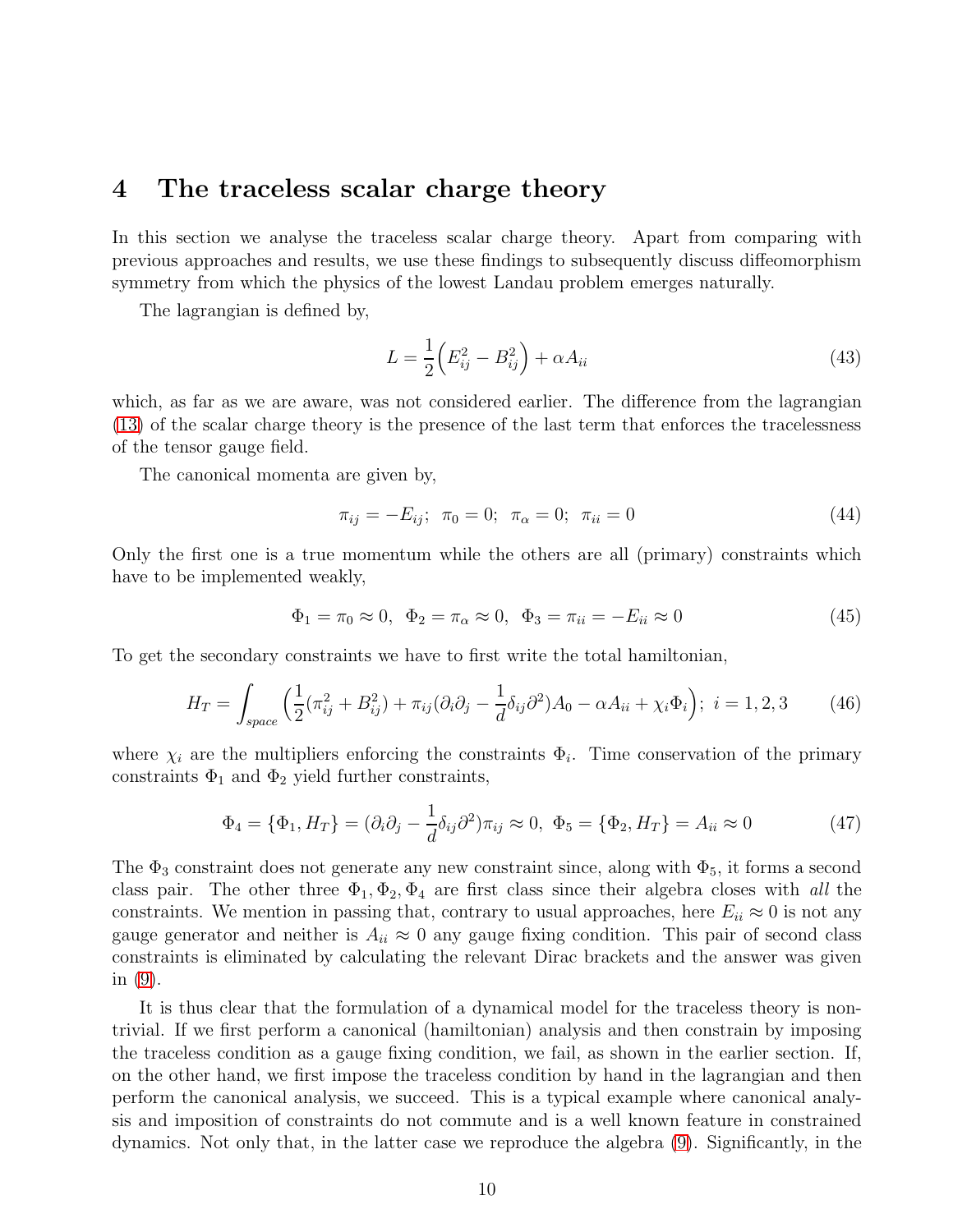## 4 The traceless scalar charge theory

In this section we analyse the traceless scalar charge theory. Apart from comparing with previous approaches and results, we use these findings to subsequently discuss diffeomorphism symmetry from which the physics of the lowest Landau problem emerges naturally.

The lagrangian is defined by,

$$L = \frac{1}{2}\Big(E_{ij}^2 - B_{ij}^2\Big) + \alpha A_{ii} \tag{43}$$

which, as far as we are aware, was not considered earlier. The difference from the lagrangian (13) of the scalar charge theory is the presence of the last term that enforces the tracelessness of the tensor gauge field.

The canonical momenta are given by,

$$\pi_{ij} = -E_{ij};\;\; \pi_0 = 0;\;\; \pi_\alpha = 0;\;\; \pi_{ii} = 0 \tag{44}$$

Only the first one is a true momentum while the others are all (primary) constraints which have to be implemented weakly,

$$\Phi_1 = \pi_0 \approx 0,\;\; \Phi_2 = \pi_\alpha \approx 0,\;\; \Phi_3 = \pi_{ii} = -E_{ii} \approx 0 \tag{45}$$

To get the secondary constraints we have to first write the total hamiltonian,

$$H_T = \int_{space} \Big(\frac{1}{2}(\pi_{ij}^2 + B_{ij}^2) + \pi_{ij}(\partial_i\partial_j - \frac{1}{d}\delta_{ij}\partial^2)A_0 - \alpha A_{ii} + \chi_i \Phi_i\Big);\;\; i = 1,2,3 \tag{46}$$

where $\chi_i$ are the multipliers enforcing the constraints $\Phi_i$. Time conservation of the primary constraints $\Phi_1$ and $\Phi_2$ yield further constraints,

$$\Phi_4 = \{\Phi_1, H_T\} = (\partial_i\partial_j - \frac{1}{d}\delta_{ij}\partial^2)\pi_{ij} \approx 0,\;\; \Phi_5 = \{\Phi_2, H_T\} = A_{ii} \approx 0 \tag{47}$$

The $\Phi_3$ constraint does not generate any new constraint since, along with $\Phi_5$, it forms a second class pair. The other three $\Phi_1, \Phi_2, \Phi_4$ are first class since their algebra closes with *all* the constraints. We mention in passing that, contrary to usual approaches, here $E_{ii} \approx 0$ is not any gauge generator and neither is $A_{ii} \approx 0$ any gauge fixing condition. This pair of second class constraints is eliminated by calculating the relevant Dirac brackets and the answer was given in (9).

It is thus clear that the formulation of a dynamical model for the traceless theory is non-trivial. If we first perform a canonical (hamiltonian) analysis and then constrain by imposing the traceless condition as a gauge fixing condition, we fail, as shown in the earlier section. If, on the other hand, we first impose the traceless condition by hand in the lagrangian and then perform the canonical analysis, we succeed. This is a typical example where canonical analysis and imposition of constraints do not commute and is a well known feature in constrained dynamics. Not only that, in the latter case we reproduce the algebra (9). Significantly, in the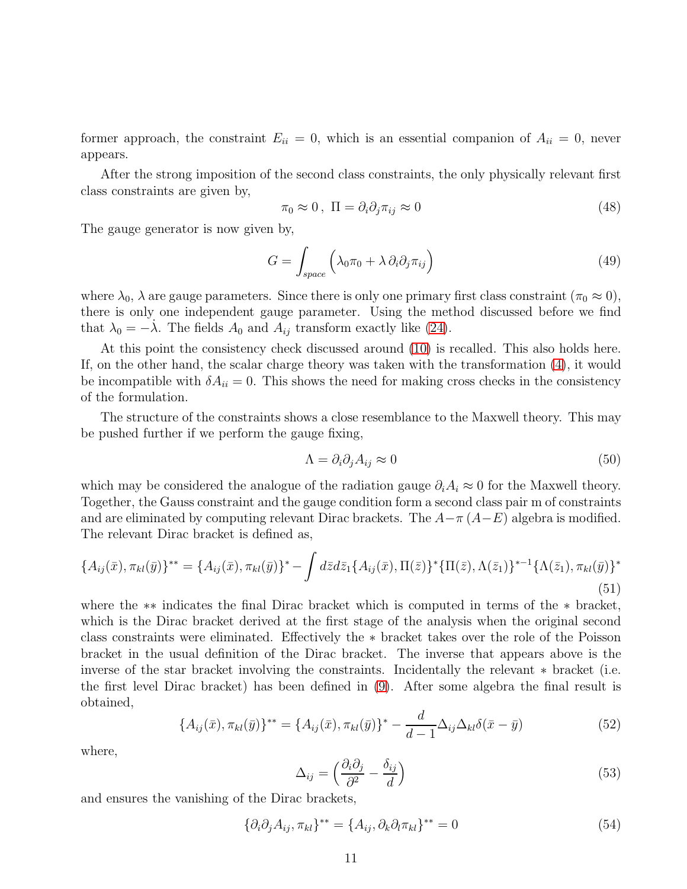former approach, the constraint $E_{ii} = 0$, which is an essential companion of $A_{ii} = 0$, never appears.

After the strong imposition of the second class constraints, the only physically relevant first class constraints are given by,

$$\pi_0 \approx 0\,,\ \Pi = \partial_i \partial_j \pi_{ij} \approx 0 \tag{48}$$

The gauge generator is now given by,

$$G = \int_{space} \Big(\lambda_0 \pi_0 + \lambda\, \partial_i \partial_j \pi_{ij}\Big) \tag{49}$$

where $\lambda_0$, $\lambda$ are gauge parameters. Since there is only one primary first class constraint ($\pi_0 \approx 0$), there is only one independent gauge parameter. Using the method discussed before we find that $\lambda_0 = -\dot{\lambda}$. The fields $A_0$ and $A_{ij}$ transform exactly like (24).

At this point the consistency check discussed around (10) is recalled. This also holds here. If, on the other hand, the scalar charge theory was taken with the transformation (4), it would be incompatible with $\delta A_{ii} = 0$. This shows the need for making cross checks in the consistency of the formulation.

The structure of the constraints shows a close resemblance to the Maxwell theory. This may be pushed further if we perform the gauge fixing,

$$\Lambda = \partial_i \partial_j A_{ij} \approx 0 \tag{50}$$

which may be considered the analogue of the radiation gauge $\partial_i A_i \approx 0$ for the Maxwell theory. Together, the Gauss constraint and the gauge condition form a second class pair m of constraints and are eliminated by computing relevant Dirac brackets. The $A-\pi$ $(A-E)$ algebra is modified. The relevant Dirac bracket is defined as,

$$\{A_{ij}(\bar{x}), \pi_{kl}(\bar{y})\}^{**} = \{A_{ij}(\bar{x}), \pi_{kl}(\bar{y})\}^{*} - \int d\bar{z} d\bar{z}_1 \{A_{ij}(\bar{x}), \Pi(\bar{z})\}^{*} \{\Pi(\bar{z}), \Lambda(\bar{z}_1)\}^{*-1} \{\Lambda(\bar{z}_1), \pi_{kl}(\bar{y})\}^{*} \tag{51}$$

where the $**$ indicates the final Dirac bracket which is computed in terms of the $*$ bracket, which is the Dirac bracket derived at the first stage of the analysis when the original second class constraints were eliminated. Effectively the $*$ bracket takes over the role of the Poisson bracket in the usual definition of the Dirac bracket. The inverse that appears above is the inverse of the star bracket involving the constraints. Incidentally the relevant $*$ bracket (i.e. the first level Dirac bracket) has been defined in (9). After some algebra the final result is obtained,

$$\{A_{ij}(\bar{x}), \pi_{kl}(\bar{y})\}^{**} = \{A_{ij}(\bar{x}), \pi_{kl}(\bar{y})\}^{*} - \frac{d}{d-1} \Delta_{ij} \Delta_{kl} \delta(\bar{x} - \bar{y}) \tag{52}$$

where,

$$\Delta_{ij} = \Big(\frac{\partial_i \partial_j}{\partial^2} - \frac{\delta_{ij}}{d}\Big) \tag{53}$$

and ensures the vanishing of the Dirac brackets,

$$\{\partial_i \partial_j A_{ij}, \pi_{kl}\}^{**} = \{A_{ij}, \partial_k \partial_l \pi_{kl}\}^{**} = 0 \tag{54}$$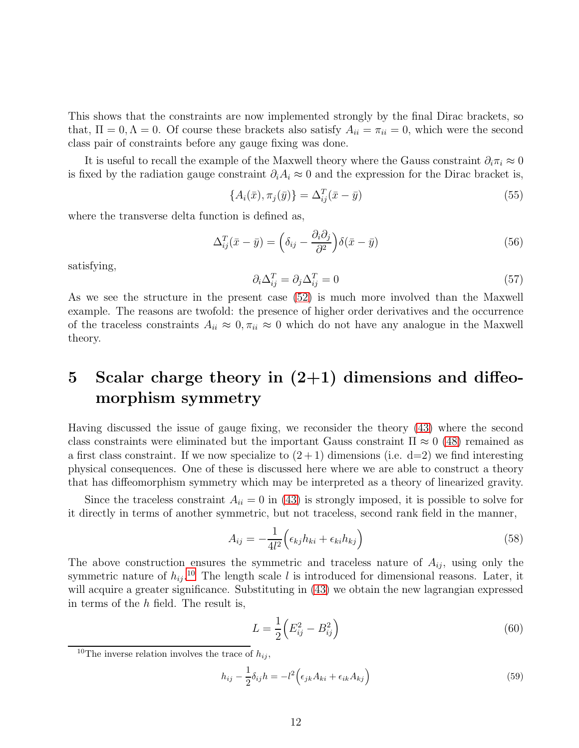This shows that the constraints are now implemented strongly by the final Dirac brackets, so that, $\Pi = 0, \Lambda = 0$. Of course these brackets also satisfy $A_{ii} = \pi_{ii} = 0$, which were the second class pair of constraints before any gauge fixing was done.

It is useful to recall the example of the Maxwell theory where the Gauss constraint $\partial_i \pi_i \approx 0$ is fixed by the radiation gauge constraint $\partial_i A_i \approx 0$ and the expression for the Dirac bracket is,

$$\{A_i(\bar{x}), \pi_j(\bar{y})\} = \Delta^T_{ij}(\bar{x} - \bar{y}) \tag{55}$$

where the transverse delta function is defined as,

$$\Delta^T_{ij}(\bar{x} - \bar{y}) = \Big(\delta_{ij} - \frac{\partial_i \partial_j}{\partial^2}\Big)\delta(\bar{x} - \bar{y}) \tag{56}$$

satisfying,

$$\partial_i \Delta^T_{ij} = \partial_j \Delta^T_{ij} = 0 \tag{57}$$

As we see the structure in the present case (52) is much more involved than the Maxwell example. The reasons are twofold: the presence of higher order derivatives and the occurrence of the traceless constraints $A_{ii} \approx 0, \pi_{ii} \approx 0$ which do not have any analogue in the Maxwell theory.

# 5 Scalar charge theory in (2+1) dimensions and diffeomorphism symmetry

Having discussed the issue of gauge fixing, we reconsider the theory (43) where the second class constraints were eliminated but the important Gauss constraint $\Pi \approx 0$ (48) remained as a first class constraint. If we now specialize to $(2+1)$ dimensions (i.e. d=2) we find interesting physical consequences. One of these is discussed here where we are able to construct a theory that has diffeomorphism symmetry which may be interpreted as a theory of linearized gravity.

Since the traceless constraint $A_{ii} = 0$ in (43) is strongly imposed, it is possible to solve for it directly in terms of another symmetric, but not traceless, second rank field in the manner,

$$A_{ij} = -\frac{1}{4l^2}\Big(\epsilon_{kj} h_{ki} + \epsilon_{ki} h_{kj}\Big) \tag{58}$$

The above construction ensures the symmetric and traceless nature of $A_{ij}$, using only the symmetric nature of $h_{ij}$.[10] The length scale $l$ is introduced for dimensional reasons. Later, it will acquire a greater significance. Substituting in (43) we obtain the new lagrangian expressed in terms of the $h$ field. The result is,

$$L = \frac{1}{2}\Big(E^2_{ij} - B^2_{ij}\Big) \tag{60}$$

[10] The inverse relation involves the trace of $h_{ij}$,

$$h_{ij} - \frac{1}{2}\delta_{ij} h = -l^2\Big(\epsilon_{jk} A_{ki} + \epsilon_{ik} A_{kj}\Big) \tag{59}$$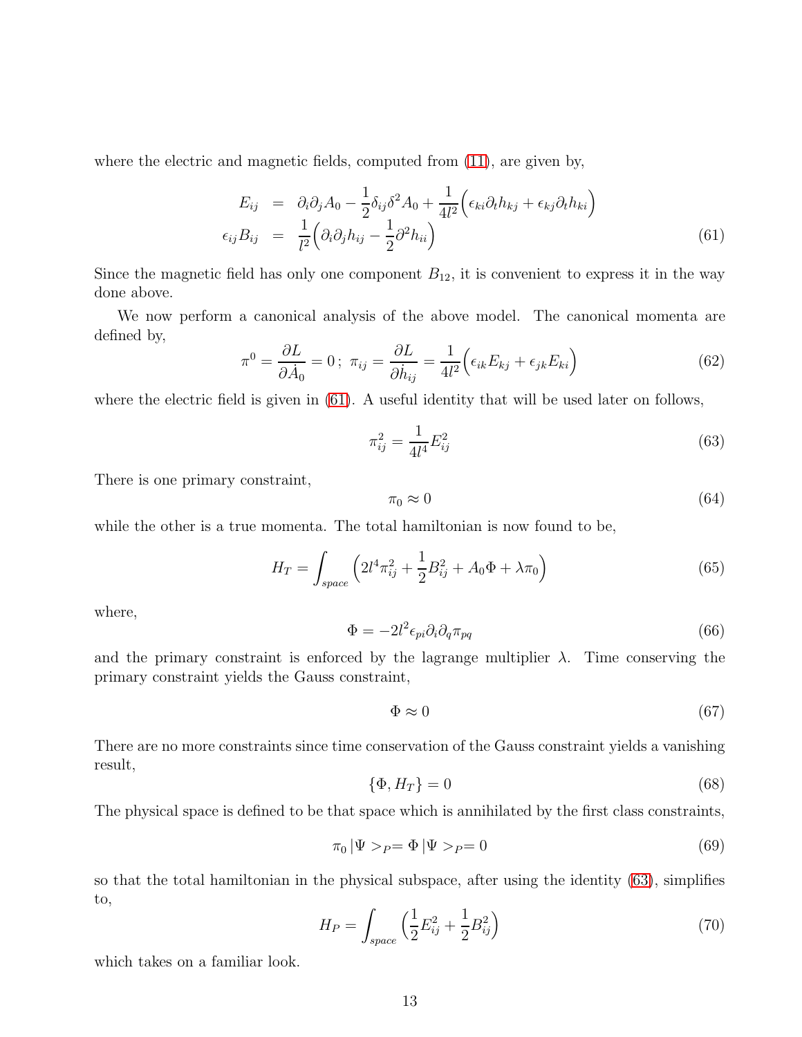where the electric and magnetic fields, computed from (11), are given by,

$$
\begin{aligned}
E_{ij} &= \partial_i\partial_j A_0 - \frac{1}{2}\delta_{ij}\delta^2 A_0 + \frac{1}{4l^2}\Big(\epsilon_{ki}\partial_t h_{kj} + \epsilon_{kj}\partial_t h_{ki}\Big) \\
\epsilon_{ij}B_{ij} &= \frac{1}{l^2}\Big(\partial_i\partial_j h_{ij} - \frac{1}{2}\partial^2 h_{ii}\Big)
\end{aligned}
\tag{61}
$$

Since the magnetic field has only one component $B_{12}$, it is convenient to express it in the way done above.

We now perform a canonical analysis of the above model. The canonical momenta are defined by,

$$
\pi^0 = \frac{\partial L}{\partial \dot{A}_0} = 0\,;\; \pi_{ij} = \frac{\partial L}{\partial \dot{h}_{ij}} = \frac{1}{4l^2}\Big(\epsilon_{ik}E_{kj} + \epsilon_{jk}E_{ki}\Big) \tag{62}
$$

where the electric field is given in (61). A useful identity that will be used later on follows,

$$
\pi_{ij}^2 = \frac{1}{4l^4}E_{ij}^2 \tag{63}
$$

There is one primary constraint,

$$
\pi_0 \approx 0 \tag{64}
$$

while the other is a true momenta. The total hamiltonian is now found to be,

$$
H_T = \int_{space}\Big(2l^4\pi_{ij}^2 + \frac{1}{2}B_{ij}^2 + A_0\Phi + \lambda\pi_0\Big) \tag{65}
$$

where,

$$
\Phi = -2l^2\epsilon_{pi}\partial_i\partial_q\pi_{pq} \tag{66}
$$

and the primary constraint is enforced by the lagrange multiplier $\lambda$. Time conserving the primary constraint yields the Gauss constraint,

$$
\Phi \approx 0 \tag{67}
$$

There are no more constraints since time conservation of the Gauss constraint yields a vanishing result,

$$
\{\Phi, H_T\} = 0 \tag{68}
$$

The physical space is defined to be that space which is annihilated by the first class constraints,

$$
\pi_0\,|\Psi>_P = \Phi\,|\Psi>_P = 0 \tag{69}
$$

so that the total hamiltonian in the physical subspace, after using the identity (63), simplifies to,

$$
H_P = \int_{space}\Big(\frac{1}{2}E_{ij}^2 + \frac{1}{2}B_{ij}^2\Big) \tag{70}
$$

which takes on a familiar look.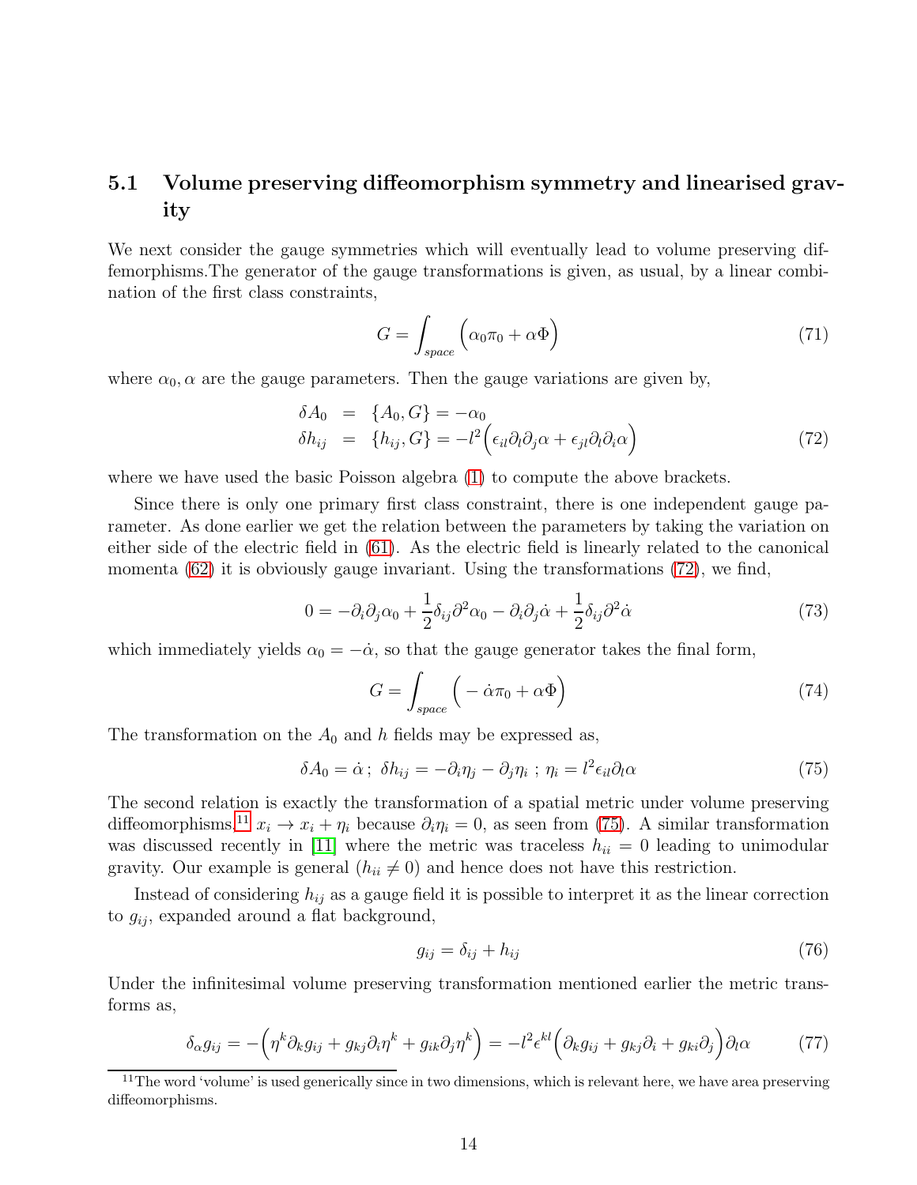### 5.1 Volume preserving diffeomorphism symmetry and linearised gravity

We next consider the gauge symmetries which will eventually lead to volume preserving diffemorphisms.The generator of the gauge transformations is given, as usual, by a linear combination of the first class constraints,

$$G = \int_{space} \Big( \alpha_0 \pi_0 + \alpha \Phi \Big) \tag{71}$$

where $\alpha_0, \alpha$ are the gauge parameters. Then the gauge variations are given by,

$$\begin{aligned} \delta A_0 &= \{A_0, G\} = -\alpha_0 \\ \delta h_{ij} &= \{h_{ij}, G\} = -l^2 \Big( \epsilon_{il} \partial_l \partial_j \alpha + \epsilon_{jl} \partial_l \partial_i \alpha \Big) \end{aligned} \tag{72}$$

where we have used the basic Poisson algebra (1) to compute the above brackets.

Since there is only one primary first class constraint, there is one independent gauge parameter. As done earlier we get the relation between the parameters by taking the variation on either side of the electric field in (61). As the electric field is linearly related to the canonical momenta (62) it is obviously gauge invariant. Using the transformations (72), we find,

$$0 = -\partial_i \partial_j \alpha_0 + \frac{1}{2} \delta_{ij} \partial^2 \alpha_0 - \partial_i \partial_j \dot{\alpha} + \frac{1}{2} \delta_{ij} \partial^2 \dot{\alpha} \tag{73}$$

which immediately yields $\alpha_0 = -\dot{\alpha}$, so that the gauge generator takes the final form,

$$G = \int_{space} \Big( -\dot{\alpha} \pi_0 + \alpha \Phi \Big) \tag{74}$$

The transformation on the $A_0$ and $h$ fields may be expressed as,

$$\delta A_0 = \dot{\alpha} \, ; \; \delta h_{ij} = -\partial_i \eta_j - \partial_j \eta_i \; ; \; \eta_i = l^2 \epsilon_{il} \partial_l \alpha \tag{75}$$

The second relation is exactly the transformation of a spatial metric under volume preserving diffeomorphisms[11] $x_i \to x_i + \eta_i$ because $\partial_i \eta_i = 0$, as seen from (75). A similar transformation was discussed recently in [11] where the metric was traceless $h_{ii} = 0$ leading to unimodular gravity. Our example is general ($h_{ii} \neq 0$) and hence does not have this restriction.

Instead of considering $h_{ij}$ as a gauge field it is possible to interpret it as the linear correction to $g_{ij}$, expanded around a flat background,

$$g_{ij} = \delta_{ij} + h_{ij} \tag{76}$$

Under the infinitesimal volume preserving transformation mentioned earlier the metric transforms as,

$$\delta_\alpha g_{ij} = -\Big( \eta^k \partial_k g_{ij} + g_{kj} \partial_i \eta^k + g_{ik} \partial_j \eta^k \Big) = -l^2 \epsilon^{kl} \Big( \partial_k g_{ij} + g_{kj} \partial_i + g_{ki} \partial_j \Big) \partial_l \alpha \tag{77}$$

[11] The word 'volume' is used generically since in two dimensions, which is relevant here, we have area preserving diffeomorphisms.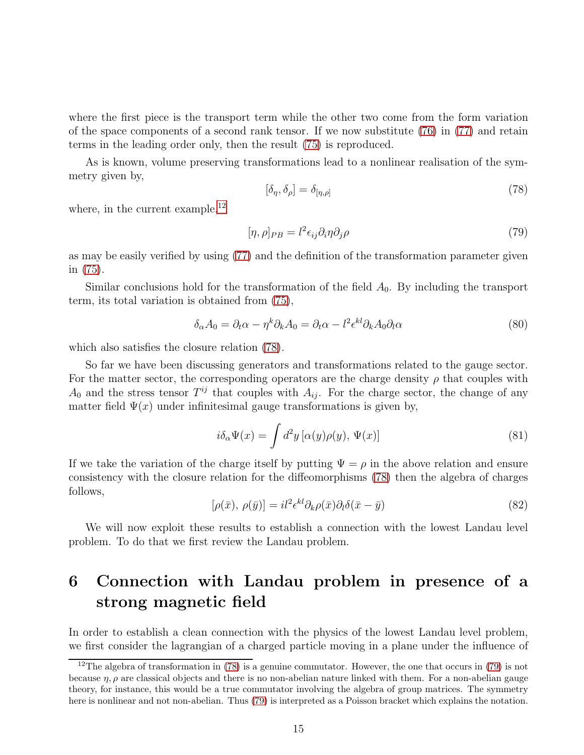where the first piece is the transport term while the other two come from the form variation of the space components of a second rank tensor. If we now substitute (76) in (77) and retain terms in the leading order only, then the result (75) is reproduced.

As is known, volume preserving transformations lead to a nonlinear realisation of the symmetry given by,

$$[\delta_\eta, \delta_\rho] = \delta_{[\eta,\rho]} \tag{78}$$

where, in the current example,[12]

$$[\eta, \rho]_{PB} = l^2 \epsilon_{ij} \partial_i \eta \partial_j \rho \tag{79}$$

as may be easily verified by using (77) and the definition of the transformation parameter given in (75).

Similar conclusions hold for the transformation of the field $A_0$. By including the transport term, its total variation is obtained from (75),

$$\delta_\alpha A_0 = \partial_t \alpha - \eta^k \partial_k A_0 = \partial_t \alpha - l^2 \epsilon^{kl} \partial_k A_0 \partial_l \alpha \tag{80}$$

which also satisfies the closure relation (78).

So far we have been discussing generators and transformations related to the gauge sector. For the matter sector, the corresponding operators are the charge density $\rho$ that couples with $A_0$ and the stress tensor $T^{ij}$ that couples with $A_{ij}$. For the charge sector, the change of any matter field $\Psi(x)$ under infinitesimal gauge transformations is given by,

$$i\delta_\alpha \Psi(x) = \int d^2y \, [\alpha(y)\rho(y), \, \Psi(x)] \tag{81}$$

If we take the variation of the charge itself by putting $\Psi = \rho$ in the above relation and ensure consistency with the closure relation for the diffeomorphisms (78) then the algebra of charges follows,

$$[\rho(\bar{x}), \, \rho(\bar{y})] = il^2 \epsilon^{kl} \partial_k \rho(\bar{x}) \partial_l \delta(\bar{x} - \bar{y}) \tag{82}$$

We will now exploit these results to establish a connection with the lowest Landau level problem. To do that we first review the Landau problem.

# 6 Connection with Landau problem in presence of a strong magnetic field

In order to establish a clean connection with the physics of the lowest Landau level problem, we first consider the lagrangian of a charged particle moving in a plane under the influence of

[12] The algebra of transformation in (78) is a genuine commutator. However, the one that occurs in (79) is not because $\eta, \rho$ are classical objects and there is no non-abelian nature linked with them. For a non-abelian gauge theory, for instance, this would be a true commutator involving the algebra of group matrices. The symmetry here is nonlinear and not non-abelian. Thus (79) is interpreted as a Poisson bracket which explains the notation.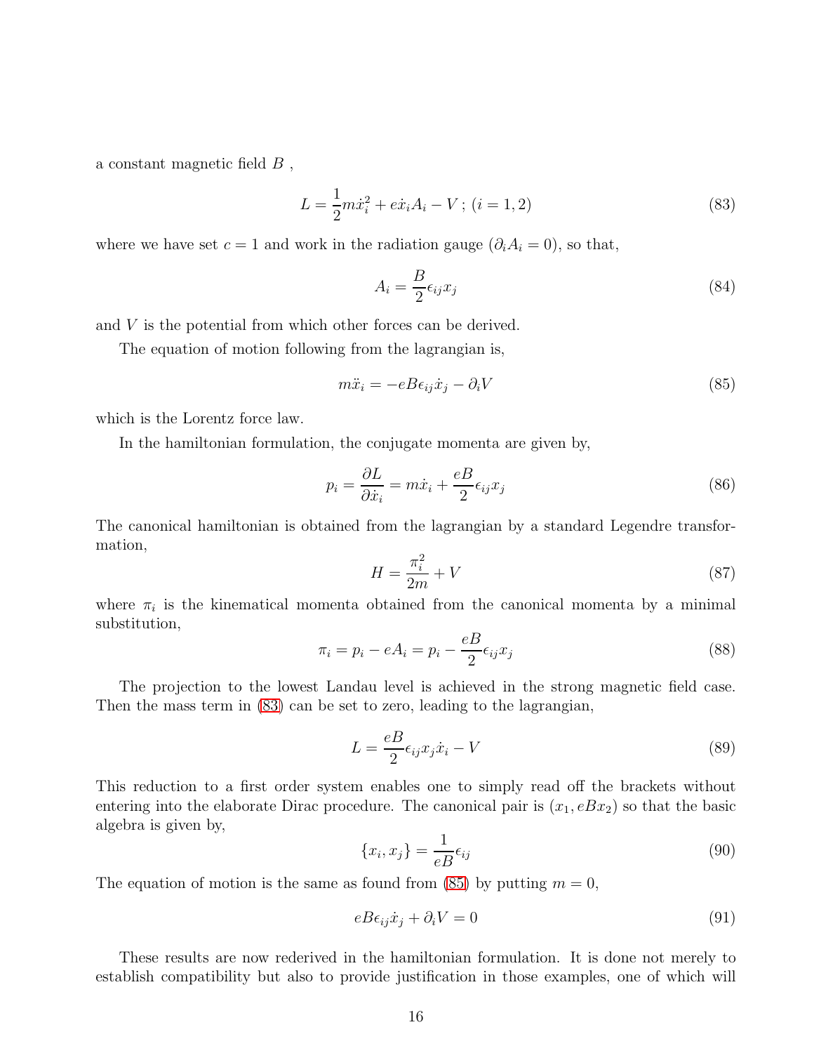a constant magnetic field $B$ ,

$$L = \frac{1}{2}m\dot{x}_i^2 + e\dot{x}_i A_i - V \,;\, (i = 1, 2) \tag{83}$$

where we have set $c = 1$ and work in the radiation gauge ($\partial_i A_i = 0$), so that,

$$A_i = \frac{B}{2}\epsilon_{ij}x_j \tag{84}$$

and $V$ is the potential from which other forces can be derived.

The equation of motion following from the lagrangian is,

$$m\ddot{x}_i = -eB\epsilon_{ij}\dot{x}_j - \partial_i V \tag{85}$$

which is the Lorentz force law.

In the hamiltonian formulation, the conjugate momenta are given by,

$$p_i = \frac{\partial L}{\partial \dot{x}_i} = m\dot{x}_i + \frac{eB}{2}\epsilon_{ij}x_j \tag{86}$$

The canonical hamiltonian is obtained from the lagrangian by a standard Legendre transformation,

$$H = \frac{\pi_i^2}{2m} + V \tag{87}$$

where $\pi_i$ is the kinematical momenta obtained from the canonical momenta by a minimal substitution,

$$\pi_i = p_i - eA_i = p_i - \frac{eB}{2}\epsilon_{ij}x_j \tag{88}$$

The projection to the lowest Landau level is achieved in the strong magnetic field case. Then the mass term in (83) can be set to zero, leading to the lagrangian,

$$L = \frac{eB}{2}\epsilon_{ij}x_j\dot{x}_i - V \tag{89}$$

This reduction to a first order system enables one to simply read off the brackets without entering into the elaborate Dirac procedure. The canonical pair is $(x_1, eBx_2)$ so that the basic algebra is given by,

$$\{x_i, x_j\} = \frac{1}{eB}\epsilon_{ij} \tag{90}$$

The equation of motion is the same as found from (85) by putting $m = 0$,

$$eB\epsilon_{ij}\dot{x}_j + \partial_i V = 0 \tag{91}$$

These results are now rederived in the hamiltonian formulation. It is done not merely to establish compatibility but also to provide justification in those examples, one of which will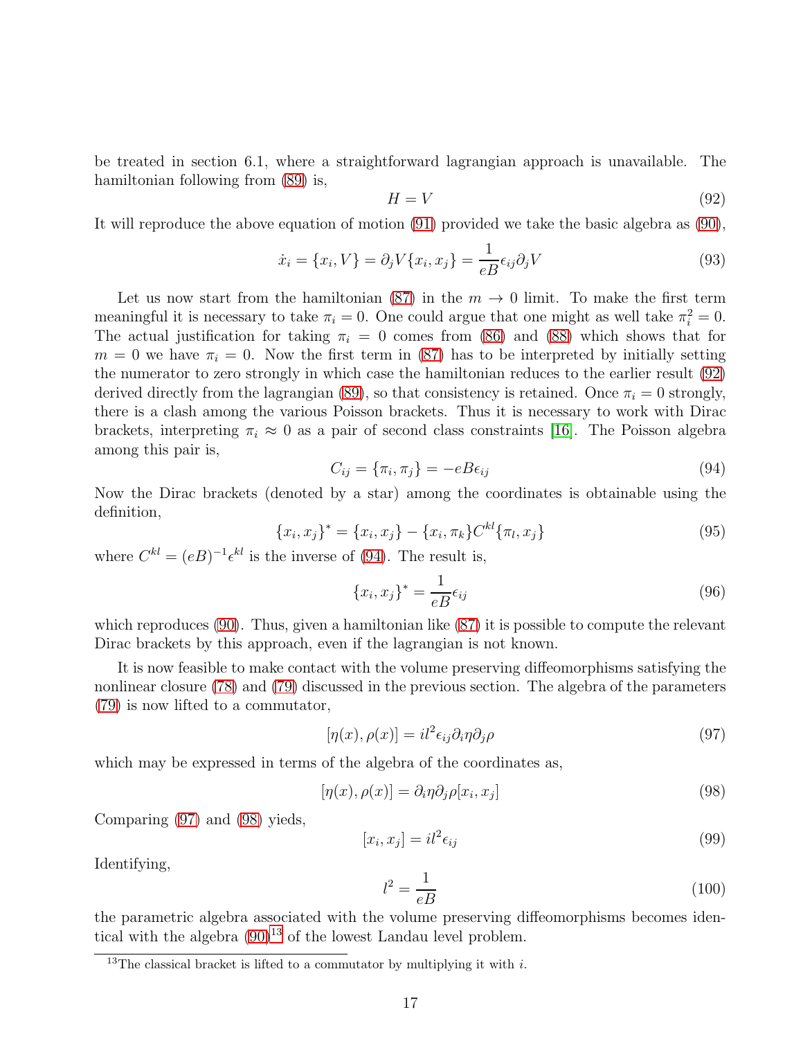be treated in section 6.1, where a straightforward lagrangian approach is unavailable. The hamiltonian following from (89) is,

$$H = V \tag{92}$$

It will reproduce the above equation of motion (91) provided we take the basic algebra as (90),

$$\dot{x}_i = \{x_i, V\} = \partial_j V \{x_i, x_j\} = \frac{1}{eB}\epsilon_{ij}\partial_j V \tag{93}$$

Let us now start from the hamiltonian (87) in the $m \to 0$ limit. To make the first term meaningful it is necessary to take $\pi_i = 0$. One could argue that one might as well take $\pi_i^2 = 0$. The actual justification for taking $\pi_i = 0$ comes from (86) and (88) which shows that for $m = 0$ we have $\pi_i = 0$. Now the first term in (87) has to be interpreted by initially setting the numerator to zero strongly in which case the hamiltonian reduces to the earlier result (92) derived directly from the lagrangian (89), so that consistency is retained. Once $\pi_i = 0$ strongly, there is a clash among the various Poisson brackets. Thus it is necessary to work with Dirac brackets, interpreting $\pi_i \approx 0$ as a pair of second class constraints [16]. The Poisson algebra among this pair is,

$$C_{ij} = \{\pi_i, \pi_j\} = -eB\epsilon_{ij} \tag{94}$$

Now the Dirac brackets (denoted by a star) among the coordinates is obtainable using the definition,

$$\{x_i, x_j\}^* = \{x_i, x_j\} - \{x_i, \pi_k\}C^{kl}\{\pi_l, x_j\} \tag{95}$$

where $C^{kl} = (eB)^{-1}\epsilon^{kl}$ is the inverse of (94). The result is,

$$\{x_i, x_j\}^* = \frac{1}{eB}\epsilon_{ij} \tag{96}$$

which reproduces (90). Thus, given a hamiltonian like (87) it is possible to compute the relevant Dirac brackets by this approach, even if the lagrangian is not known.

It is now feasible to make contact with the volume preserving diffeomorphisms satisfying the nonlinear closure (78) and (79) discussed in the previous section. The algebra of the parameters (79) is now lifted to a commutator,

$$[\eta(x), \rho(x)] = il^2\epsilon_{ij}\partial_i\eta\partial_j\rho \tag{97}$$

which may be expressed in terms of the algebra of the coordinates as,

$$[\eta(x), \rho(x)] = \partial_i\eta\partial_j\rho[x_i, x_j] \tag{98}$$

Comparing (97) and (98) yieds,

$$[x_i, x_j] = il^2\epsilon_{ij} \tag{99}$$

Identifying,

$$l^2 = \frac{1}{eB} \tag{100}$$

the parametric algebra associated with the volume preserving diffeomorphisms becomes identical with the algebra (90)[13] of the lowest Landau level problem.

[13] The classical bracket is lifted to a commutator by multiplying it with $i$.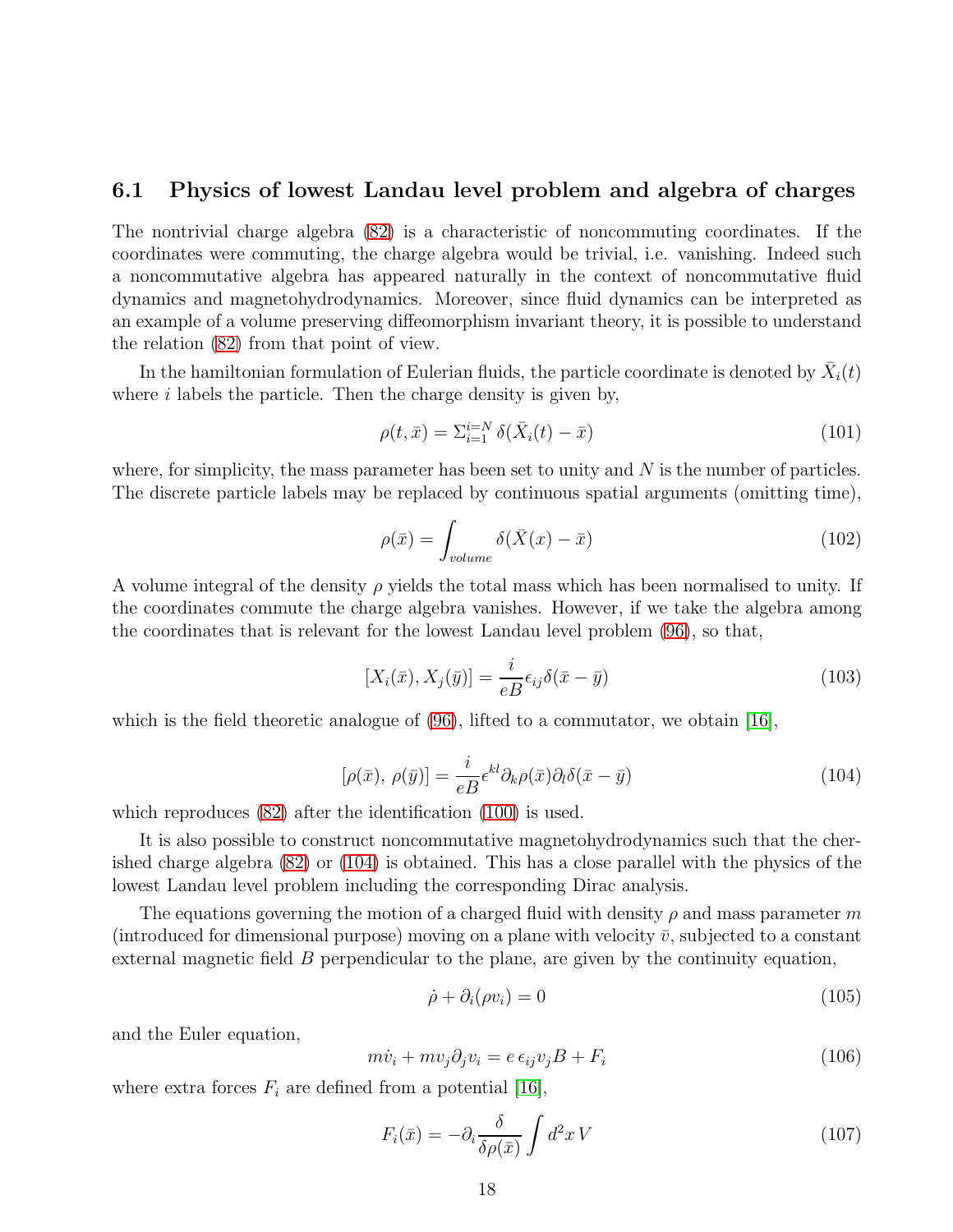### 6.1 Physics of lowest Landau level problem and algebra of charges

The nontrivial charge algebra (82) is a characteristic of noncommuting coordinates. If the coordinates were commuting, the charge algebra would be trivial, i.e. vanishing. Indeed such a noncommutative algebra has appeared naturally in the context of noncommutative fluid dynamics and magnetohydrodynamics. Moreover, since fluid dynamics can be interpreted as an example of a volume preserving diffeomorphism invariant theory, it is possible to understand the relation (82) from that point of view.

In the hamiltonian formulation of Eulerian fluids, the particle coordinate is denoted by $\bar{X}_i(t)$ where $i$ labels the particle. Then the charge density is given by,

$$\rho(t, \bar{x}) = \Sigma_{i=1}^{i=N} \delta(\bar{X}_i(t) - \bar{x}) \tag{101}$$

where, for simplicity, the mass parameter has been set to unity and $N$ is the number of particles. The discrete particle labels may be replaced by continuous spatial arguments (omitting time),

$$\rho(\bar{x}) = \int_{volume} \delta(\bar{X}(x) - \bar{x}) \tag{102}$$

A volume integral of the density $\rho$ yields the total mass which has been normalised to unity. If the coordinates commute the charge algebra vanishes. However, if we take the algebra among the coordinates that is relevant for the lowest Landau level problem (96), so that,

$$[X_i(\bar{x}), X_j(\bar{y})] = \frac{i}{eB}\epsilon_{ij}\delta(\bar{x} - \bar{y}) \tag{103}$$

which is the field theoretic analogue of (96), lifted to a commutator, we obtain [16],

$$[\rho(\bar{x}),\, \rho(\bar{y})] = \frac{i}{eB}\epsilon^{kl}\partial_k\rho(\bar{x})\partial_l\delta(\bar{x} - \bar{y}) \tag{104}$$

which reproduces (82) after the identification (100) is used.

It is also possible to construct noncommutative magnetohydrodynamics such that the cherished charge algebra (82) or (104) is obtained. This has a close parallel with the physics of the lowest Landau level problem including the corresponding Dirac analysis.

The equations governing the motion of a charged fluid with density $\rho$ and mass parameter $m$ (introduced for dimensional purpose) moving on a plane with velocity $\bar{v}$, subjected to a constant external magnetic field $B$ perpendicular to the plane, are given by the continuity equation,

$$\dot{\rho} + \partial_i(\rho v_i) = 0 \tag{105}$$

and the Euler equation,

$$m\dot{v}_i + mv_j\partial_j v_i = e\,\epsilon_{ij}v_j B + F_i \tag{106}$$

where extra forces $F_i$ are defined from a potential [16],

$$F_i(\bar{x}) = -\partial_i\frac{\delta}{\delta\rho(\bar{x})}\int d^2x\, V \tag{107}$$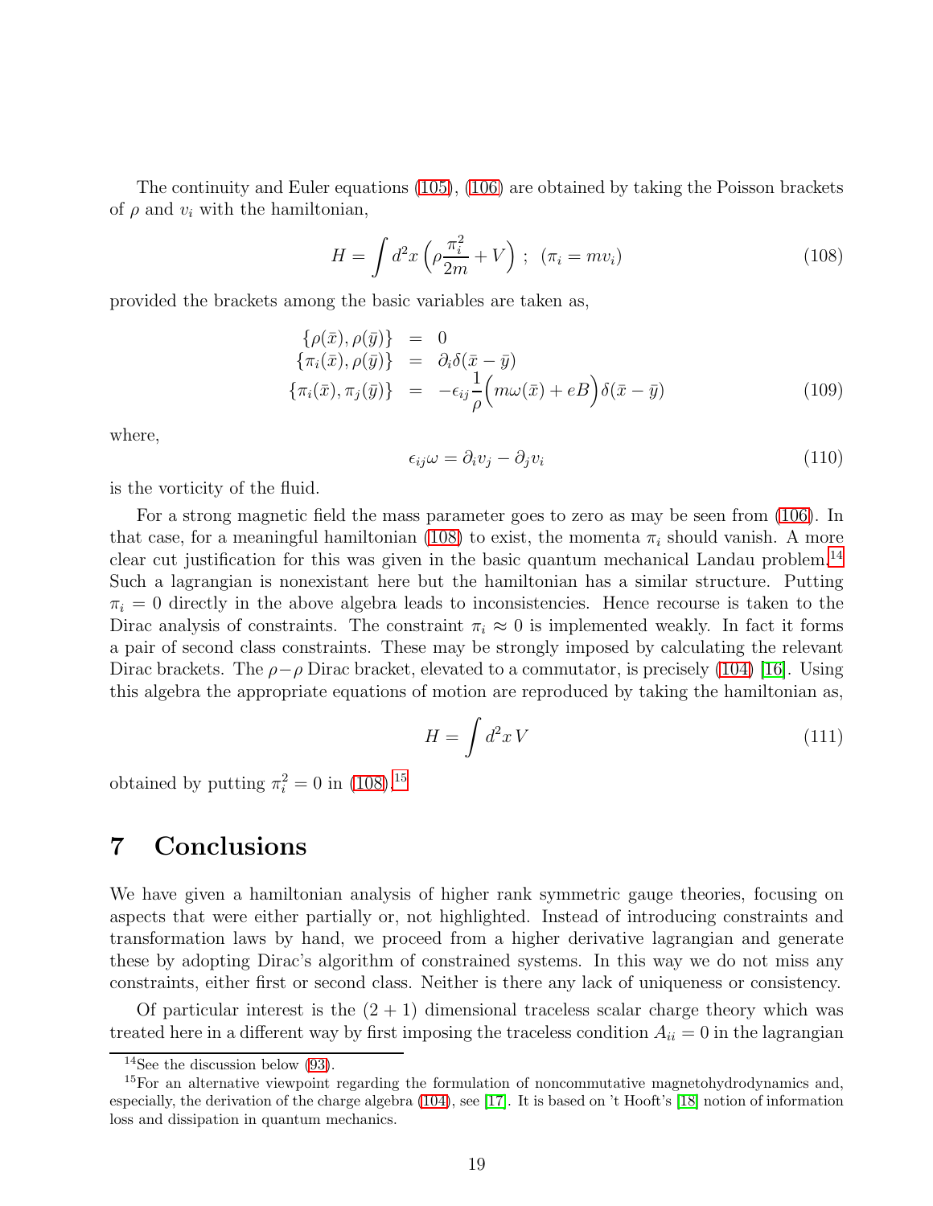The continuity and Euler equations (105), (106) are obtained by taking the Poisson brackets of $\rho$ and $v_i$ with the hamiltonian,

$$H = \int d^2x \left( \rho \frac{\pi_i^2}{2m} + V \right) \; ; \; (\pi_i = mv_i) \tag{108}$$

provided the brackets among the basic variables are taken as,

$$\begin{aligned}
\{\rho(\bar{x}), \rho(\bar{y})\} &= 0 \\
\{\pi_i(\bar{x}), \rho(\bar{y})\} &= \partial_i \delta(\bar{x} - \bar{y}) \\
\{\pi_i(\bar{x}), \pi_j(\bar{y})\} &= -\epsilon_{ij} \frac{1}{\rho} \Big( m\omega(\bar{x}) + eB \Big) \delta(\bar{x} - \bar{y})
\end{aligned} \tag{109}$$

where,

$$\epsilon_{ij}\omega = \partial_i v_j - \partial_j v_i \tag{110}$$

is the vorticity of the fluid.

For a strong magnetic field the mass parameter goes to zero as may be seen from (106). In that case, for a meaningful hamiltonian (108) to exist, the momenta $\pi_i$ should vanish. A more clear cut justification for this was given in the basic quantum mechanical Landau problem.[14] Such a lagrangian is nonexistant here but the hamiltonian has a similar structure. Putting $\pi_i = 0$ directly in the above algebra leads to inconsistencies. Hence recourse is taken to the Dirac analysis of constraints. The constraint $\pi_i \approx 0$ is implemented weakly. In fact it forms a pair of second class constraints. These may be strongly imposed by calculating the relevant Dirac brackets. The $\rho - \rho$ Dirac bracket, elevated to a commutator, is precisely (104) [16]. Using this algebra the appropriate equations of motion are reproduced by taking the hamiltonian as,

$$H = \int d^2x \, V \tag{111}$$

obtained by putting $\pi_i^2 = 0$ in (108).[15]

# 7 Conclusions

We have given a hamiltonian analysis of higher rank symmetric gauge theories, focusing on aspects that were either partially or, not highlighted. Instead of introducing constraints and transformation laws by hand, we proceed from a higher derivative lagrangian and generate these by adopting Dirac's algorithm of constrained systems. In this way we do not miss any constraints, either first or second class. Neither is there any lack of uniqueness or consistency.

Of particular interest is the $(2+1)$ dimensional traceless scalar charge theory which was treated here in a different way by first imposing the traceless condition $A_{ii} = 0$ in the lagrangian

---

[14] See the discussion below (93).

[15] For an alternative viewpoint regarding the formulation of noncommutative magnetohydrodynamics and, especially, the derivation of the charge algebra (104), see [17]. It is based on 't Hooft's [18] notion of information loss and dissipation in quantum mechanics.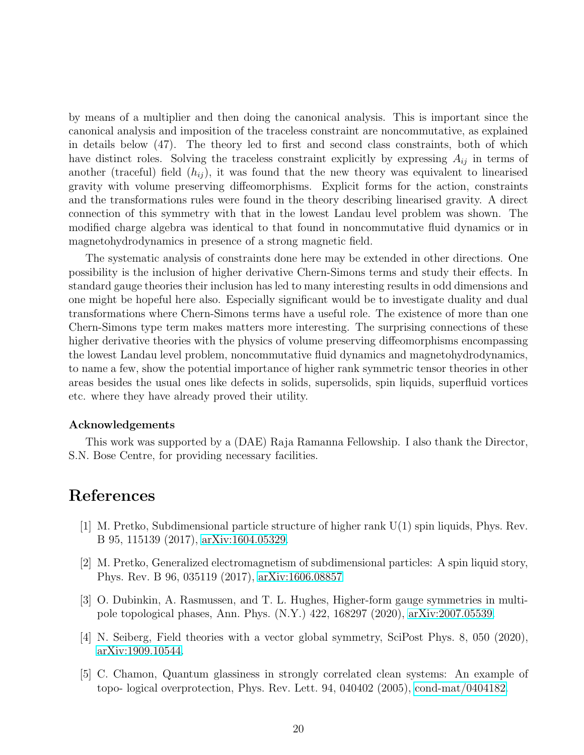by means of a multiplier and then doing the canonical analysis. This is important since the canonical analysis and imposition of the traceless constraint are noncommutative, as explained in details below (47). The theory led to first and second class constraints, both of which have distinct roles. Solving the traceless constraint explicitly by expressing $A_{ij}$ in terms of another (traceful) field ($h_{ij}$), it was found that the new theory was equivalent to linearised gravity with volume preserving diffeomorphisms. Explicit forms for the action, constraints and the transformations rules were found in the theory describing linearised gravity. A direct connection of this symmetry with that in the lowest Landau level problem was shown. The modified charge algebra was identical to that found in noncommutative fluid dynamics or in magnetohydrodynamics in presence of a strong magnetic field.

The systematic analysis of constraints done here may be extended in other directions. One possibility is the inclusion of higher derivative Chern-Simons terms and study their effects. In standard gauge theories their inclusion has led to many interesting results in odd dimensions and one might be hopeful here also. Especially significant would be to investigate duality and dual transformations where Chern-Simons terms have a useful role. The existence of more than one Chern-Simons type term makes matters more interesting. The surprising connections of these higher derivative theories with the physics of volume preserving diffeomorphisms encompassing the lowest Landau level problem, noncommutative fluid dynamics and magnetohydrodynamics, to name a few, show the potential importance of higher rank symmetric tensor theories in other areas besides the usual ones like defects in solids, supersolids, spin liquids, superfluid vortices etc. where they have already proved their utility.

### Acknowledgements

This work was supported by a (DAE) Raja Ramanna Fellowship. I also thank the Director, S.N. Bose Centre, for providing necessary facilities.

# References

[1] M. Pretko, Subdimensional particle structure of higher rank U(1) spin liquids, Phys. Rev. B 95, 115139 (2017), arXiv:1604.05329.

[2] M. Pretko, Generalized electromagnetism of subdimensional particles: A spin liquid story, Phys. Rev. B 96, 035119 (2017), arXiv:1606.08857.

[3] O. Dubinkin, A. Rasmussen, and T. L. Hughes, Higher-form gauge symmetries in multipole topological phases, Ann. Phys. (N.Y.) 422, 168297 (2020), arXiv:2007.05539.

[4] N. Seiberg, Field theories with a vector global symmetry, SciPost Phys. 8, 050 (2020), arXiv:1909.10544.

[5] C. Chamon, Quantum glassiness in strongly correlated clean systems: An example of topo- logical overprotection, Phys. Rev. Lett. 94, 040402 (2005), cond-mat/0404182.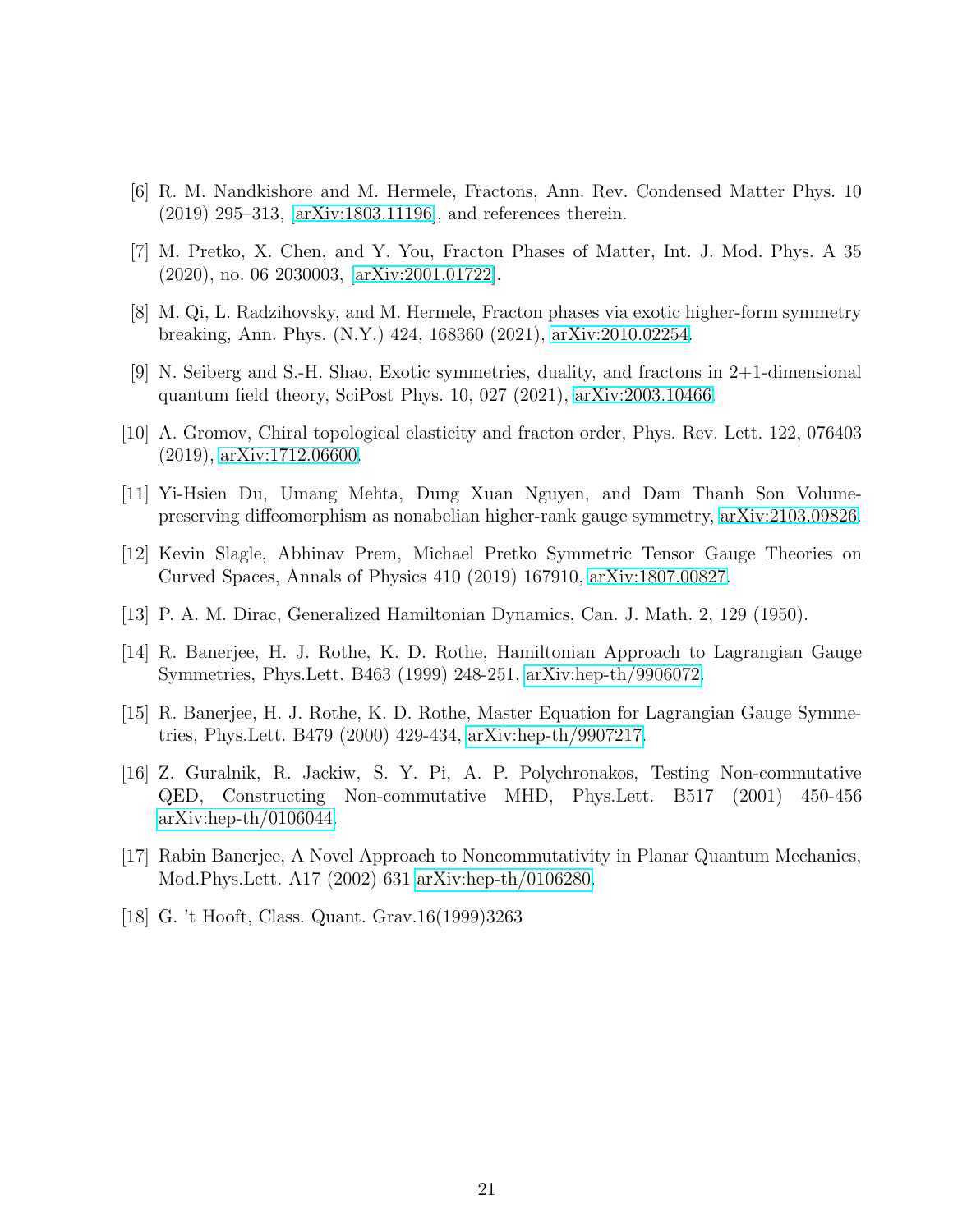[6] R. M. Nandkishore and M. Hermele, Fractons, Ann. Rev. Condensed Matter Phys. 10 (2019) 295–313, [arXiv:1803.11196], and references therein.

[7] M. Pretko, X. Chen, and Y. You, Fracton Phases of Matter, Int. J. Mod. Phys. A 35 (2020), no. 06 2030003, [arXiv:2001.01722].

[8] M. Qi, L. Radzihovsky, and M. Hermele, Fracton phases via exotic higher-form symmetry breaking, Ann. Phys. (N.Y.) 424, 168360 (2021), arXiv:2010.02254.

[9] N. Seiberg and S.-H. Shao, Exotic symmetries, duality, and fractons in 2+1-dimensional quantum field theory, SciPost Phys. 10, 027 (2021), arXiv:2003.10466.

[10] A. Gromov, Chiral topological elasticity and fracton order, Phys. Rev. Lett. 122, 076403 (2019), arXiv:1712.06600.

[11] Yi-Hsien Du, Umang Mehta, Dung Xuan Nguyen, and Dam Thanh Son Volume-preserving diffeomorphism as nonabelian higher-rank gauge symmetry, arXiv:2103.09826.

[12] Kevin Slagle, Abhinav Prem, Michael Pretko Symmetric Tensor Gauge Theories on Curved Spaces, Annals of Physics 410 (2019) 167910, arXiv:1807.00827.

[13] P. A. M. Dirac, Generalized Hamiltonian Dynamics, Can. J. Math. 2, 129 (1950).

[14] R. Banerjee, H. J. Rothe, K. D. Rothe, Hamiltonian Approach to Lagrangian Gauge Symmetries, Phys.Lett. B463 (1999) 248-251, arXiv:hep-th/9906072.

[15] R. Banerjee, H. J. Rothe, K. D. Rothe, Master Equation for Lagrangian Gauge Symmetries, Phys.Lett. B479 (2000) 429-434, arXiv:hep-th/9907217.

[16] Z. Guralnik, R. Jackiw, S. Y. Pi, A. P. Polychronakos, Testing Non-commutative QED, Constructing Non-commutative MHD, Phys.Lett. B517 (2001) 450-456 arXiv:hep-th/0106044.

[17] Rabin Banerjee, A Novel Approach to Noncommutativity in Planar Quantum Mechanics, Mod.Phys.Lett. A17 (2002) 631 arXiv:hep-th/0106280.

[18] G. 't Hooft, Class. Quant. Grav.16(1999)3263